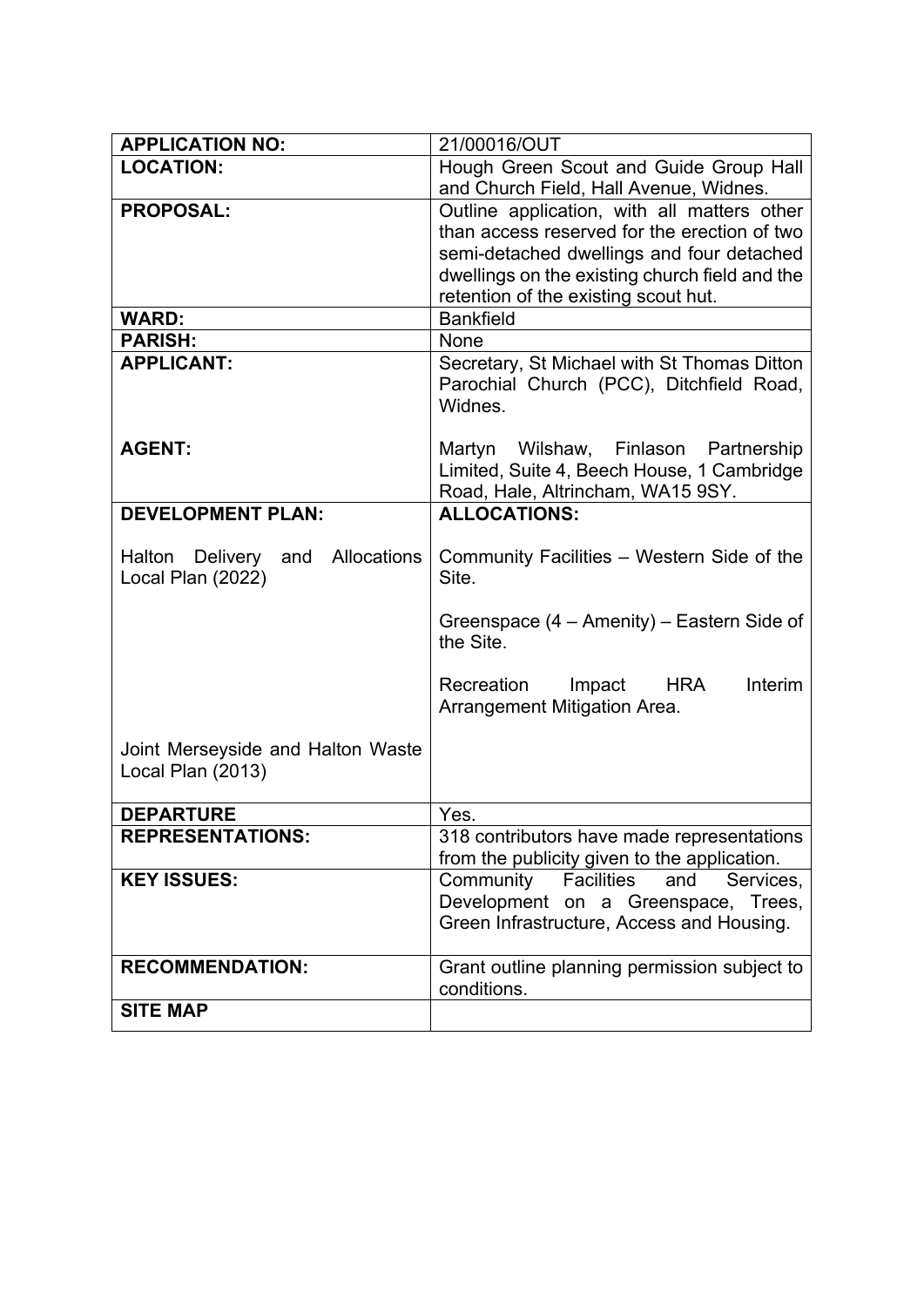| APPLICATION NO: | 21/00016/OUT |
|---|---|
| **LOCATION:** | Hough Green Scout and Guide Group Hall and Church Field, Hall Avenue, Widnes. |
| **PROPOSAL:** | Outline application, with all matters other than access reserved for the erection of two semi-detached dwellings and four detached dwellings on the existing church field and the retention of the existing scout hut. |
| **WARD:** | Bankfield |
| **PARISH:** | None |
| **APPLICANT:**<br><br>**AGENT:** | Secretary, St Michael with St Thomas Ditton Parochial Church (PCC), Ditchfield Road, Widnes.<br><br>Martyn Wilshaw, Finlason Partnership Limited, Suite 4, Beech House, 1 Cambridge Road, Hale, Altrincham, WA15 9SY. |
| **DEVELOPMENT PLAN:**<br><br>Halton Delivery and Allocations Local Plan (2022)<br><br>Joint Merseyside and Halton Waste Local Plan (2013) | **ALLOCATIONS:**<br><br>Community Facilities – Western Side of the Site.<br><br>Greenspace (4 – Amenity) – Eastern Side of the Site.<br><br>Recreation Impact HRA Interim Arrangement Mitigation Area. |
| **DEPARTURE** | Yes. |
| **REPRESENTATIONS:** | 318 contributors have made representations from the publicity given to the application. |
| **KEY ISSUES:** | Community Facilities and Services, Development on a Greenspace, Trees, Green Infrastructure, Access and Housing. |
| **RECOMMENDATION:** | Grant outline planning permission subject to conditions. |
| **SITE MAP** | |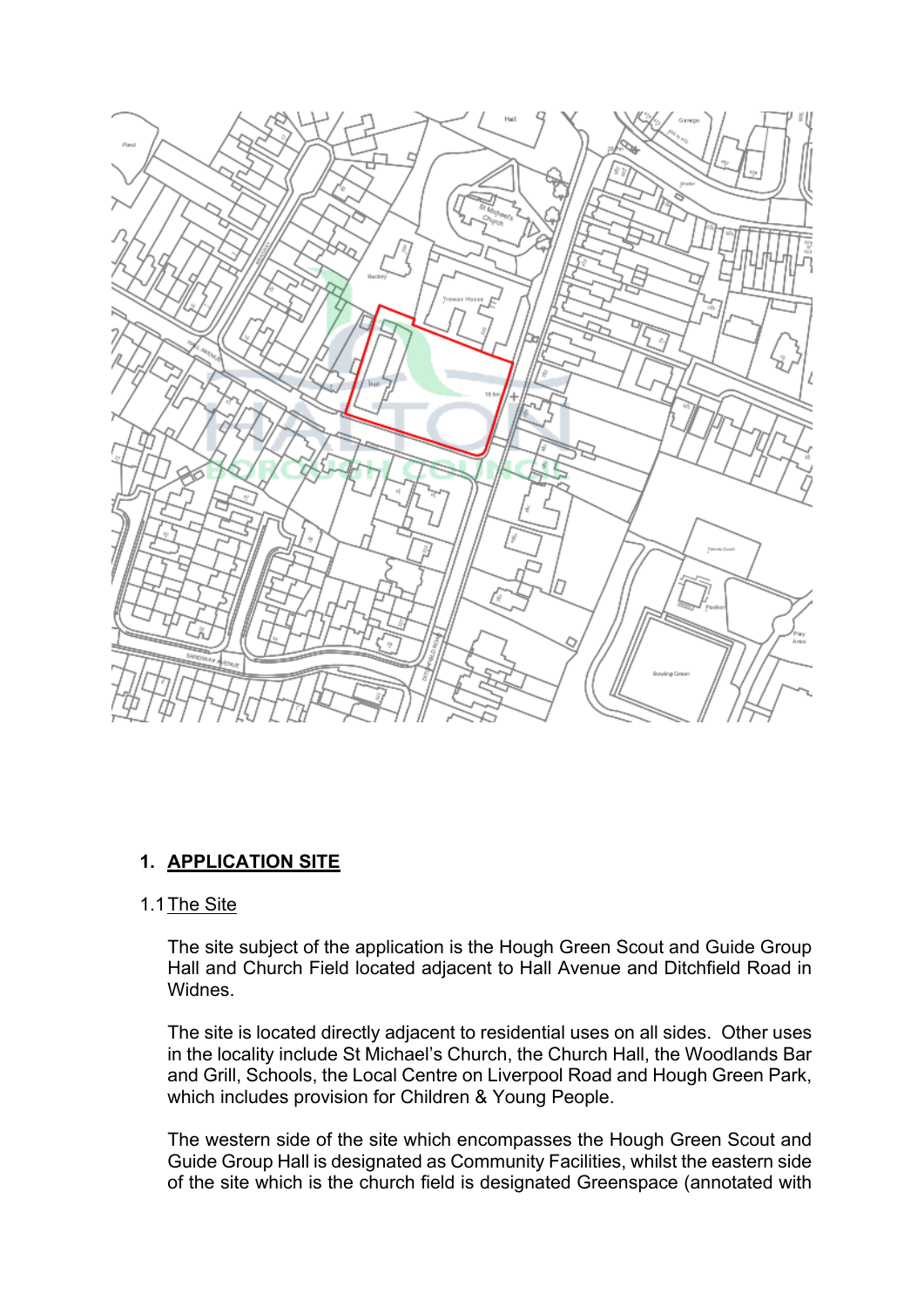## 1. APPLICATION SITE

### 1.1 The Site

The site subject of the application is the Hough Green Scout and Guide Group Hall and Church Field located adjacent to Hall Avenue and Ditchfield Road in Widnes.

The site is located directly adjacent to residential uses on all sides. Other uses in the locality include St Michael's Church, the Church Hall, the Woodlands Bar and Grill, Schools, the Local Centre on Liverpool Road and Hough Green Park, which includes provision for Children & Young People.

The western side of the site which encompasses the Hough Green Scout and Guide Group Hall is designated as Community Facilities, whilst the eastern side of the site which is the church field is designated Greenspace (annotated with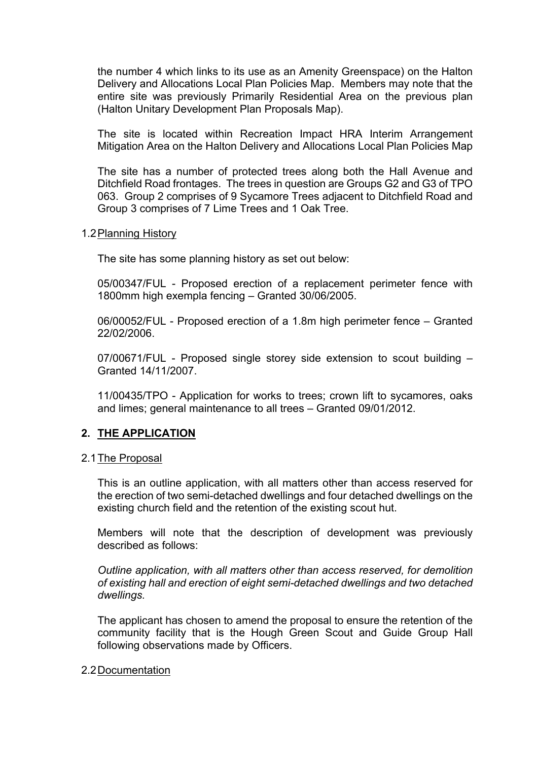the number 4 which links to its use as an Amenity Greenspace) on the Halton Delivery and Allocations Local Plan Policies Map. Members may note that the entire site was previously Primarily Residential Area on the previous plan (Halton Unitary Development Plan Proposals Map).

The site is located within Recreation Impact HRA Interim Arrangement Mitigation Area on the Halton Delivery and Allocations Local Plan Policies Map

The site has a number of protected trees along both the Hall Avenue and Ditchfield Road frontages. The trees in question are Groups G2 and G3 of TPO 063. Group 2 comprises of 9 Sycamore Trees adjacent to Ditchfield Road and Group 3 comprises of 7 Lime Trees and 1 Oak Tree.

### 1.2 Planning History

The site has some planning history as set out below:

05/00347/FUL - Proposed erection of a replacement perimeter fence with 1800mm high exempla fencing – Granted 30/06/2005.

06/00052/FUL - Proposed erection of a 1.8m high perimeter fence – Granted 22/02/2006.

07/00671/FUL - Proposed single storey side extension to scout building – Granted 14/11/2007.

11/00435/TPO - Application for works to trees; crown lift to sycamores, oaks and limes; general maintenance to all trees – Granted 09/01/2012.

## 2. THE APPLICATION

### 2.1 The Proposal

This is an outline application, with all matters other than access reserved for the erection of two semi-detached dwellings and four detached dwellings on the existing church field and the retention of the existing scout hut.

Members will note that the description of development was previously described as follows:

*Outline application, with all matters other than access reserved, for demolition of existing hall and erection of eight semi-detached dwellings and two detached dwellings.*

The applicant has chosen to amend the proposal to ensure the retention of the community facility that is the Hough Green Scout and Guide Group Hall following observations made by Officers.

### 2.2 Documentation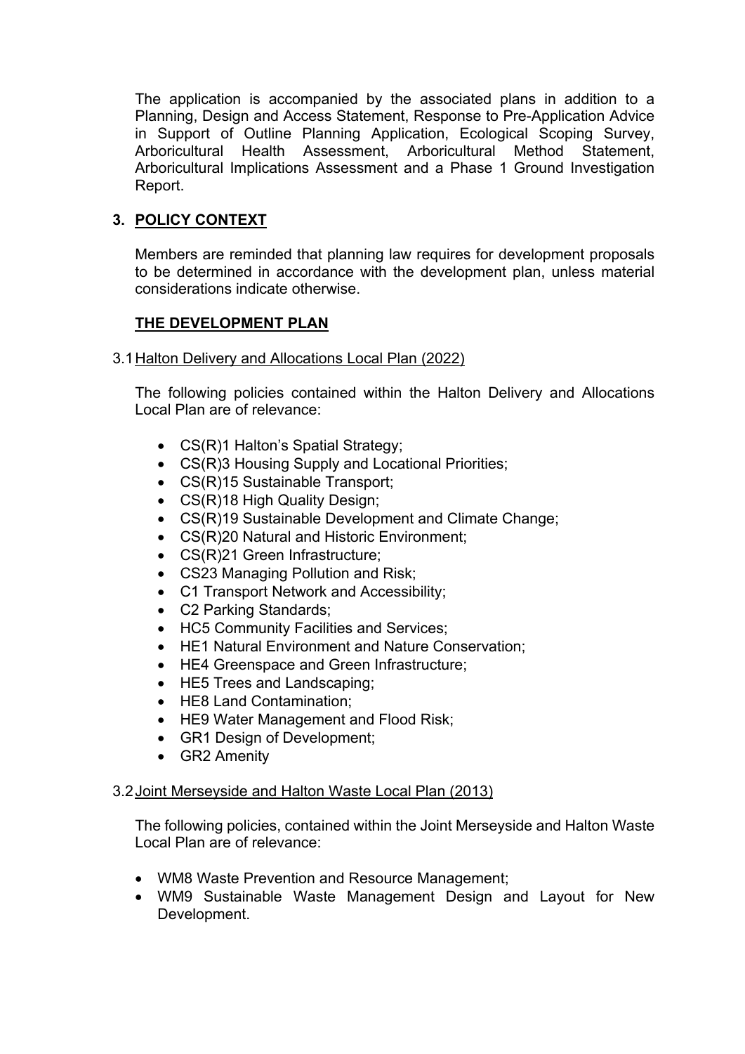The application is accompanied by the associated plans in addition to a Planning, Design and Access Statement, Response to Pre-Application Advice in Support of Outline Planning Application, Ecological Scoping Survey, Arboricultural Health Assessment, Arboricultural Method Statement, Arboricultural Implications Assessment and a Phase 1 Ground Investigation Report.

## 3. POLICY CONTEXT

Members are reminded that planning law requires for development proposals to be determined in accordance with the development plan, unless material considerations indicate otherwise.

### THE DEVELOPMENT PLAN

3.1 Halton Delivery and Allocations Local Plan (2022)

The following policies contained within the Halton Delivery and Allocations Local Plan are of relevance:

- CS(R)1 Halton's Spatial Strategy;
- CS(R)3 Housing Supply and Locational Priorities;
- CS(R)15 Sustainable Transport;
- CS(R)18 High Quality Design;
- CS(R)19 Sustainable Development and Climate Change;
- CS(R)20 Natural and Historic Environment;
- CS(R)21 Green Infrastructure;
- CS23 Managing Pollution and Risk;
- C1 Transport Network and Accessibility;
- C2 Parking Standards;
- HC5 Community Facilities and Services;
- HE1 Natural Environment and Nature Conservation;
- HE4 Greenspace and Green Infrastructure;
- HE5 Trees and Landscaping;
- HE8 Land Contamination;
- HE9 Water Management and Flood Risk;
- GR1 Design of Development;
- GR2 Amenity

3.2 Joint Merseyside and Halton Waste Local Plan (2013)

The following policies, contained within the Joint Merseyside and Halton Waste Local Plan are of relevance:

- WM8 Waste Prevention and Resource Management;
- WM9 Sustainable Waste Management Design and Layout for New Development.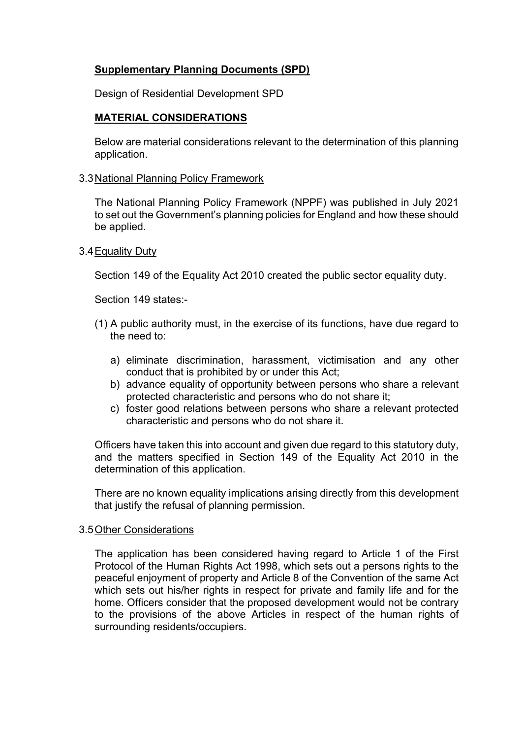**Supplementary Planning Documents (SPD)**

Design of Residential Development SPD

**MATERIAL CONSIDERATIONS**

Below are material considerations relevant to the determination of this planning application.

3.3 National Planning Policy Framework

The National Planning Policy Framework (NPPF) was published in July 2021 to set out the Government's planning policies for England and how these should be applied.

3.4 Equality Duty

Section 149 of the Equality Act 2010 created the public sector equality duty.

Section 149 states:-

(1) A public authority must, in the exercise of its functions, have due regard to the need to:

a) eliminate discrimination, harassment, victimisation and any other conduct that is prohibited by or under this Act;
b) advance equality of opportunity between persons who share a relevant protected characteristic and persons who do not share it;
c) foster good relations between persons who share a relevant protected characteristic and persons who do not share it.

Officers have taken this into account and given due regard to this statutory duty, and the matters specified in Section 149 of the Equality Act 2010 in the determination of this application.

There are no known equality implications arising directly from this development that justify the refusal of planning permission.

3.5 Other Considerations

The application has been considered having regard to Article 1 of the First Protocol of the Human Rights Act 1998, which sets out a persons rights to the peaceful enjoyment of property and Article 8 of the Convention of the same Act which sets out his/her rights in respect for private and family life and for the home. Officers consider that the proposed development would not be contrary to the provisions of the above Articles in respect of the human rights of surrounding residents/occupiers.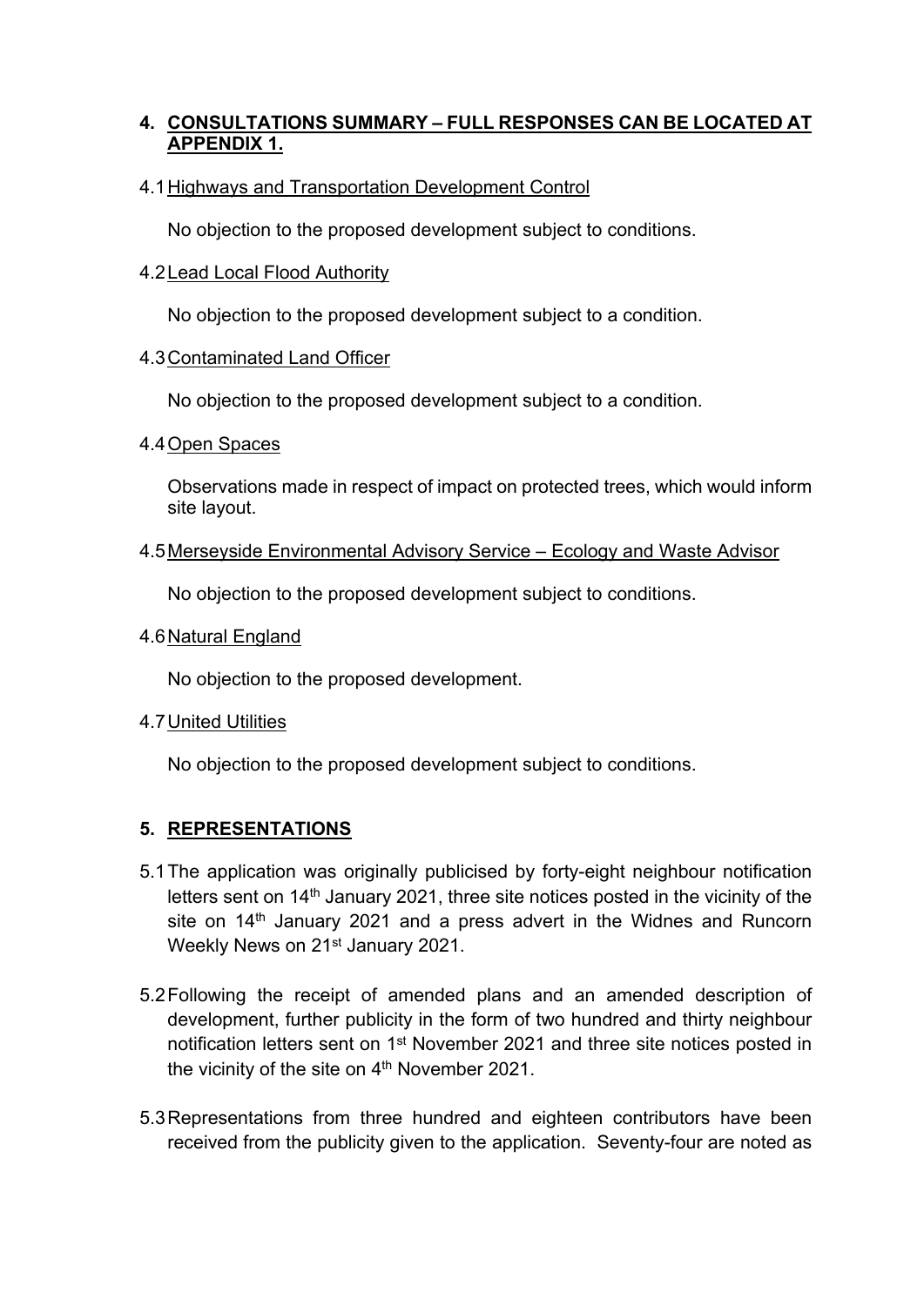## 4. CONSULTATIONS SUMMARY – FULL RESPONSES CAN BE LOCATED AT APPENDIX 1.

4.1 Highways and Transportation Development Control

No objection to the proposed development subject to conditions.

4.2 Lead Local Flood Authority

No objection to the proposed development subject to a condition.

4.3 Contaminated Land Officer

No objection to the proposed development subject to a condition.

4.4 Open Spaces

Observations made in respect of impact on protected trees, which would inform site layout.

4.5 Merseyside Environmental Advisory Service – Ecology and Waste Advisor

No objection to the proposed development subject to conditions.

4.6 Natural England

No objection to the proposed development.

4.7 United Utilities

No objection to the proposed development subject to conditions.

## 5. REPRESENTATIONS

5.1 The application was originally publicised by forty-eight neighbour notification letters sent on 14th January 2021, three site notices posted in the vicinity of the site on 14th January 2021 and a press advert in the Widnes and Runcorn Weekly News on 21st January 2021.

5.2 Following the receipt of amended plans and an amended description of development, further publicity in the form of two hundred and thirty neighbour notification letters sent on 1st November 2021 and three site notices posted in the vicinity of the site on 4th November 2021.

5.3 Representations from three hundred and eighteen contributors have been received from the publicity given to the application. Seventy-four are noted as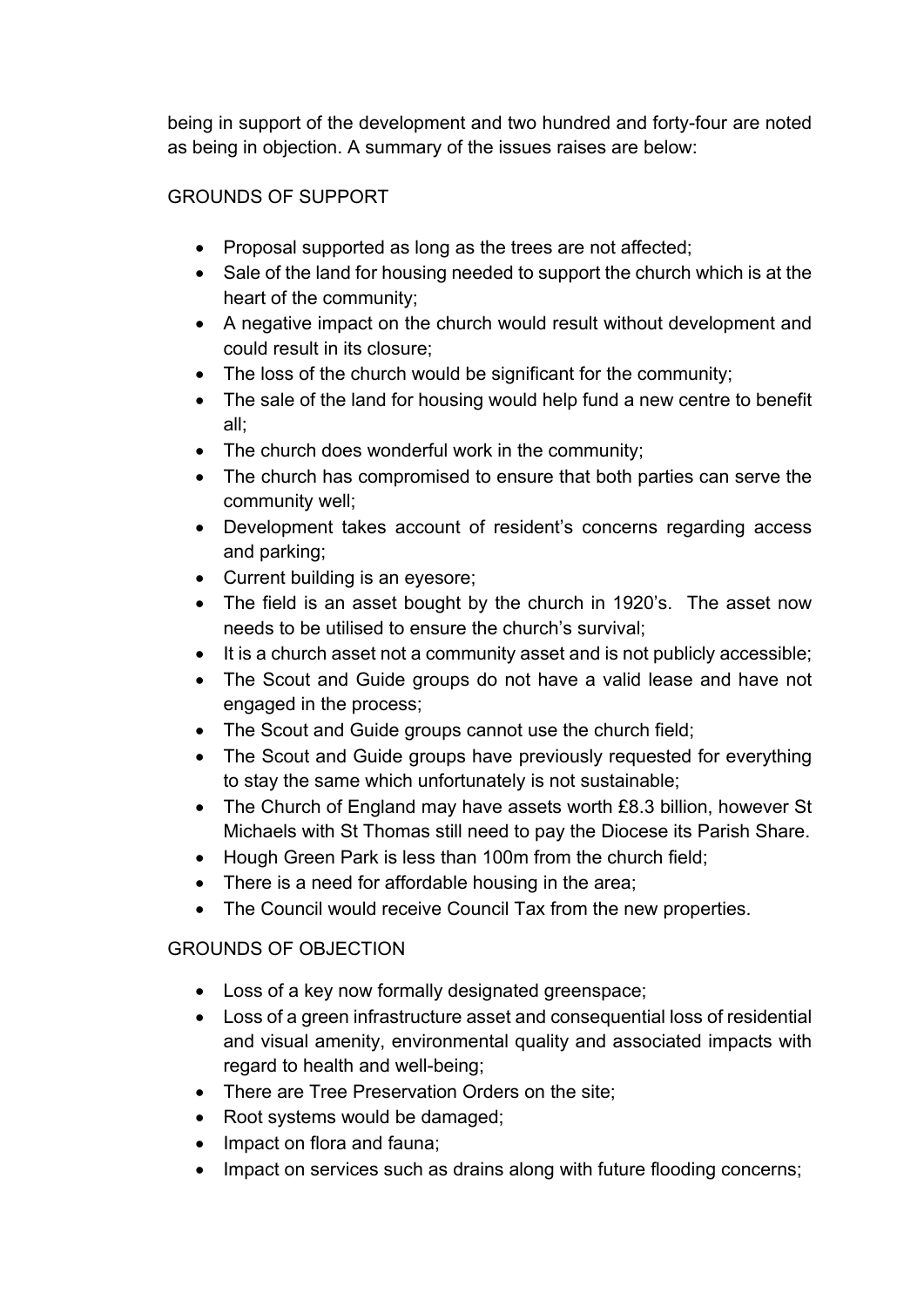being in support of the development and two hundred and forty-four are noted as being in objection. A summary of the issues raises are below:

GROUNDS OF SUPPORT

- Proposal supported as long as the trees are not affected;
- Sale of the land for housing needed to support the church which is at the heart of the community;
- A negative impact on the church would result without development and could result in its closure;
- The loss of the church would be significant for the community;
- The sale of the land for housing would help fund a new centre to benefit all;
- The church does wonderful work in the community;
- The church has compromised to ensure that both parties can serve the community well;
- Development takes account of resident's concerns regarding access and parking;
- Current building is an eyesore;
- The field is an asset bought by the church in 1920's. The asset now needs to be utilised to ensure the church's survival;
- It is a church asset not a community asset and is not publicly accessible;
- The Scout and Guide groups do not have a valid lease and have not engaged in the process;
- The Scout and Guide groups cannot use the church field;
- The Scout and Guide groups have previously requested for everything to stay the same which unfortunately is not sustainable;
- The Church of England may have assets worth £8.3 billion, however St Michaels with St Thomas still need to pay the Diocese its Parish Share.
- Hough Green Park is less than 100m from the church field;
- There is a need for affordable housing in the area;
- The Council would receive Council Tax from the new properties.

GROUNDS OF OBJECTION

- Loss of a key now formally designated greenspace;
- Loss of a green infrastructure asset and consequential loss of residential and visual amenity, environmental quality and associated impacts with regard to health and well-being;
- There are Tree Preservation Orders on the site;
- Root systems would be damaged;
- Impact on flora and fauna;
- Impact on services such as drains along with future flooding concerns;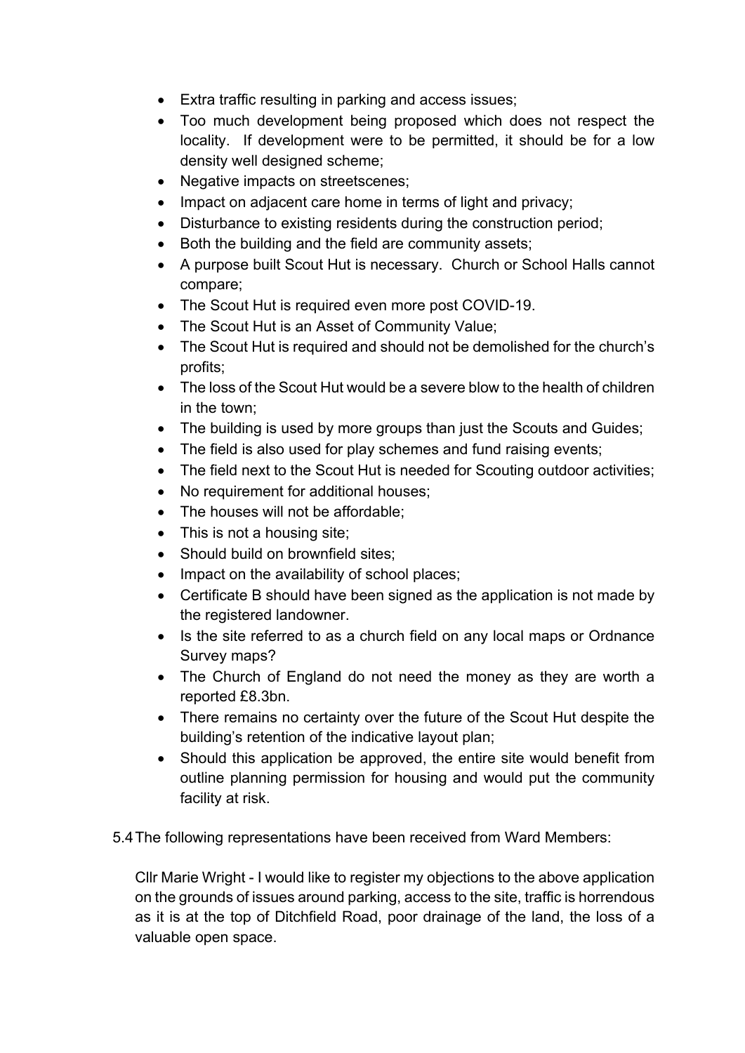- Extra traffic resulting in parking and access issues;
- Too much development being proposed which does not respect the locality. If development were to be permitted, it should be for a low density well designed scheme;
- Negative impacts on streetscenes;
- Impact on adjacent care home in terms of light and privacy;
- Disturbance to existing residents during the construction period;
- Both the building and the field are community assets;
- A purpose built Scout Hut is necessary. Church or School Halls cannot compare;
- The Scout Hut is required even more post COVID-19.
- The Scout Hut is an Asset of Community Value;
- The Scout Hut is required and should not be demolished for the church's profits;
- The loss of the Scout Hut would be a severe blow to the health of children in the town;
- The building is used by more groups than just the Scouts and Guides;
- The field is also used for play schemes and fund raising events;
- The field next to the Scout Hut is needed for Scouting outdoor activities;
- No requirement for additional houses;
- The houses will not be affordable;
- This is not a housing site;
- Should build on brownfield sites;
- Impact on the availability of school places;
- Certificate B should have been signed as the application is not made by the registered landowner.
- Is the site referred to as a church field on any local maps or Ordnance Survey maps?
- The Church of England do not need the money as they are worth a reported £8.3bn.
- There remains no certainty over the future of the Scout Hut despite the building's retention of the indicative layout plan;
- Should this application be approved, the entire site would benefit from outline planning permission for housing and would put the community facility at risk.

5.4 The following representations have been received from Ward Members:

Cllr Marie Wright - I would like to register my objections to the above application on the grounds of issues around parking, access to the site, traffic is horrendous as it is at the top of Ditchfield Road, poor drainage of the land, the loss of a valuable open space.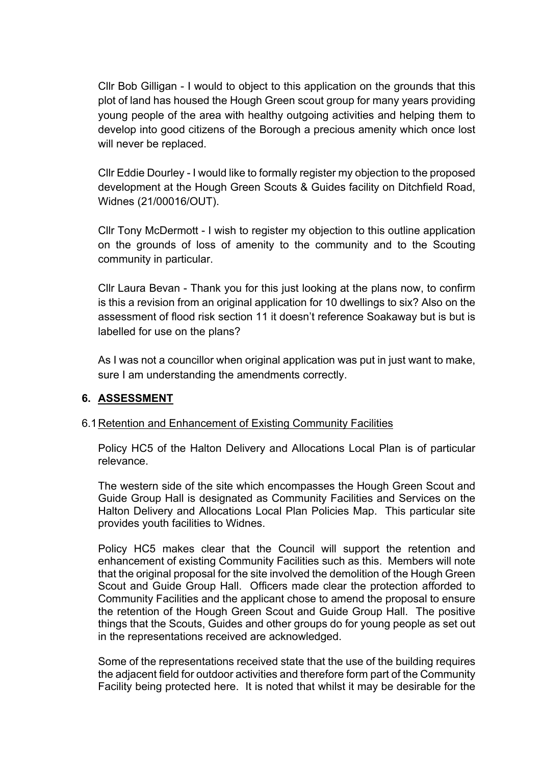Cllr Bob Gilligan - I would to object to this application on the grounds that this plot of land has housed the Hough Green scout group for many years providing young people of the area with healthy outgoing activities and helping them to develop into good citizens of the Borough a precious amenity which once lost will never be replaced.

Cllr Eddie Dourley - I would like to formally register my objection to the proposed development at the Hough Green Scouts & Guides facility on Ditchfield Road, Widnes (21/00016/OUT).

Cllr Tony McDermott - I wish to register my objection to this outline application on the grounds of loss of amenity to the community and to the Scouting community in particular.

Cllr Laura Bevan - Thank you for this just looking at the plans now, to confirm is this a revision from an original application for 10 dwellings to six? Also on the assessment of flood risk section 11 it doesn't reference Soakaway but is but is labelled for use on the plans?

As I was not a councillor when original application was put in just want to make, sure I am understanding the amendments correctly.

## 6. ASSESSMENT

### 6.1 Retention and Enhancement of Existing Community Facilities

Policy HC5 of the Halton Delivery and Allocations Local Plan is of particular relevance.

The western side of the site which encompasses the Hough Green Scout and Guide Group Hall is designated as Community Facilities and Services on the Halton Delivery and Allocations Local Plan Policies Map. This particular site provides youth facilities to Widnes.

Policy HC5 makes clear that the Council will support the retention and enhancement of existing Community Facilities such as this. Members will note that the original proposal for the site involved the demolition of the Hough Green Scout and Guide Group Hall. Officers made clear the protection afforded to Community Facilities and the applicant chose to amend the proposal to ensure the retention of the Hough Green Scout and Guide Group Hall. The positive things that the Scouts, Guides and other groups do for young people as set out in the representations received are acknowledged.

Some of the representations received state that the use of the building requires the adjacent field for outdoor activities and therefore form part of the Community Facility being protected here. It is noted that whilst it may be desirable for the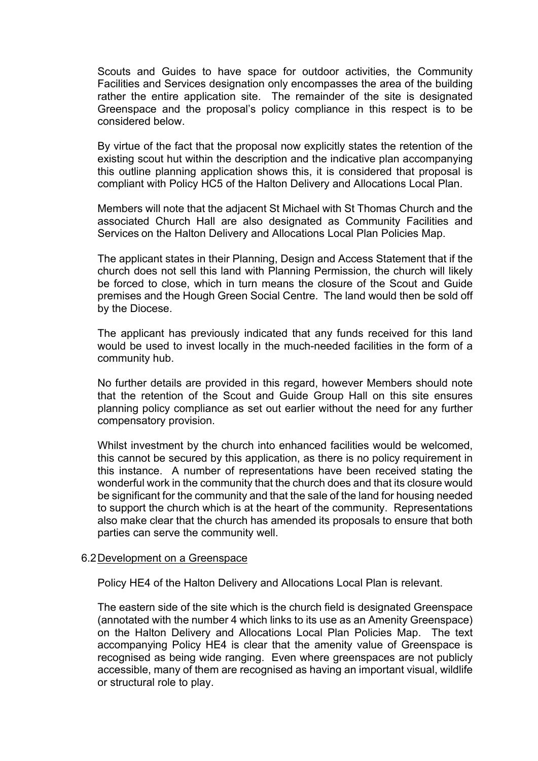Scouts and Guides to have space for outdoor activities, the Community Facilities and Services designation only encompasses the area of the building rather the entire application site. The remainder of the site is designated Greenspace and the proposal's policy compliance in this respect is to be considered below.

By virtue of the fact that the proposal now explicitly states the retention of the existing scout hut within the description and the indicative plan accompanying this outline planning application shows this, it is considered that proposal is compliant with Policy HC5 of the Halton Delivery and Allocations Local Plan.

Members will note that the adjacent St Michael with St Thomas Church and the associated Church Hall are also designated as Community Facilities and Services on the Halton Delivery and Allocations Local Plan Policies Map.

The applicant states in their Planning, Design and Access Statement that if the church does not sell this land with Planning Permission, the church will likely be forced to close, which in turn means the closure of the Scout and Guide premises and the Hough Green Social Centre. The land would then be sold off by the Diocese.

The applicant has previously indicated that any funds received for this land would be used to invest locally in the much-needed facilities in the form of a community hub.

No further details are provided in this regard, however Members should note that the retention of the Scout and Guide Group Hall on this site ensures planning policy compliance as set out earlier without the need for any further compensatory provision.

Whilst investment by the church into enhanced facilities would be welcomed, this cannot be secured by this application, as there is no policy requirement in this instance. A number of representations have been received stating the wonderful work in the community that the church does and that its closure would be significant for the community and that the sale of the land for housing needed to support the church which is at the heart of the community. Representations also make clear that the church has amended its proposals to ensure that both parties can serve the community well.

## 6.2 Development on a Greenspace

Policy HE4 of the Halton Delivery and Allocations Local Plan is relevant.

The eastern side of the site which is the church field is designated Greenspace (annotated with the number 4 which links to its use as an Amenity Greenspace) on the Halton Delivery and Allocations Local Plan Policies Map. The text accompanying Policy HE4 is clear that the amenity value of Greenspace is recognised as being wide ranging. Even where greenspaces are not publicly accessible, many of them are recognised as having an important visual, wildlife or structural role to play.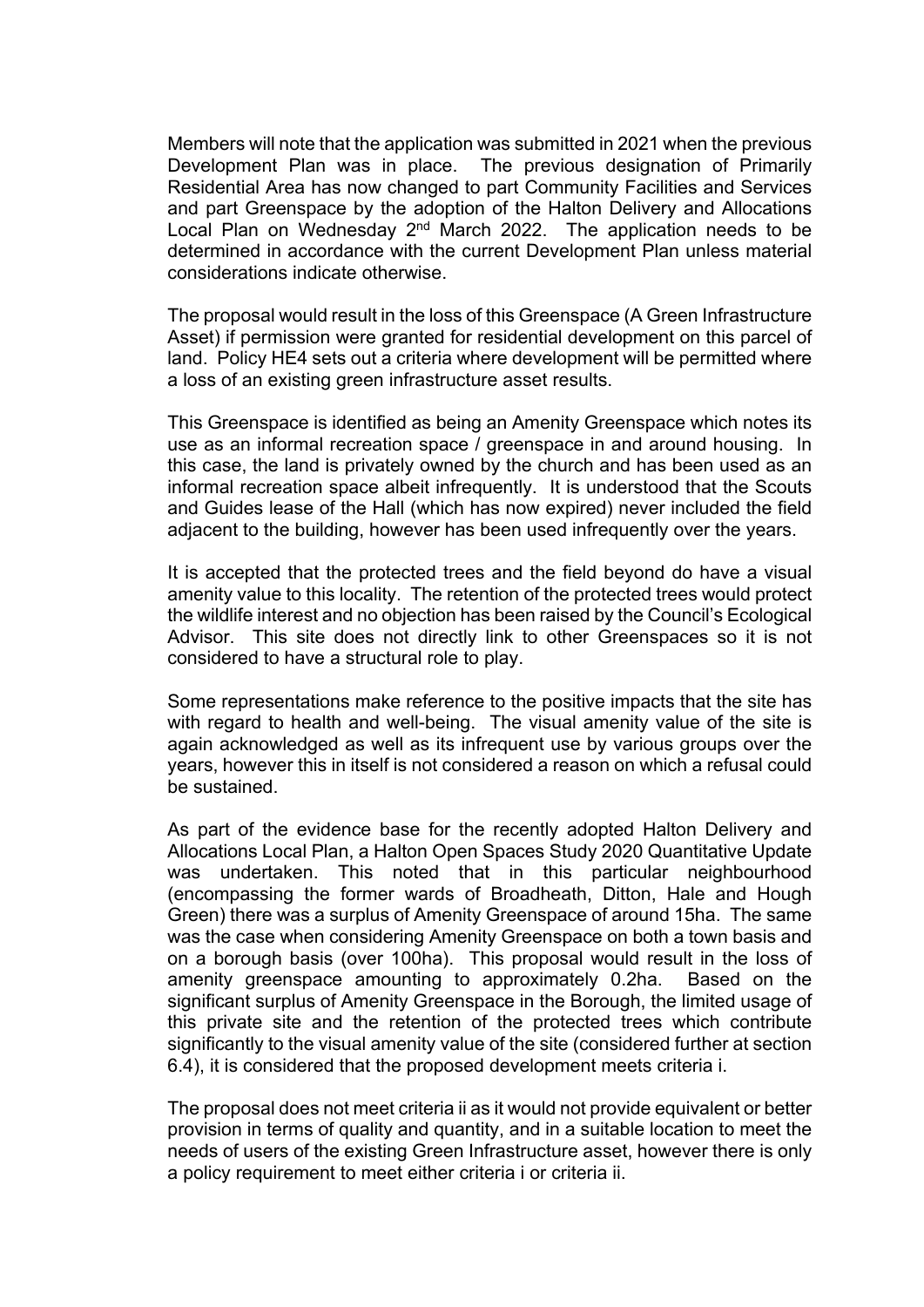Members will note that the application was submitted in 2021 when the previous Development Plan was in place. The previous designation of Primarily Residential Area has now changed to part Community Facilities and Services and part Greenspace by the adoption of the Halton Delivery and Allocations Local Plan on Wednesday 2nd March 2022. The application needs to be determined in accordance with the current Development Plan unless material considerations indicate otherwise.

The proposal would result in the loss of this Greenspace (A Green Infrastructure Asset) if permission were granted for residential development on this parcel of land. Policy HE4 sets out a criteria where development will be permitted where a loss of an existing green infrastructure asset results.

This Greenspace is identified as being an Amenity Greenspace which notes its use as an informal recreation space / greenspace in and around housing. In this case, the land is privately owned by the church and has been used as an informal recreation space albeit infrequently. It is understood that the Scouts and Guides lease of the Hall (which has now expired) never included the field adjacent to the building, however has been used infrequently over the years.

It is accepted that the protected trees and the field beyond do have a visual amenity value to this locality. The retention of the protected trees would protect the wildlife interest and no objection has been raised by the Council's Ecological Advisor. This site does not directly link to other Greenspaces so it is not considered to have a structural role to play.

Some representations make reference to the positive impacts that the site has with regard to health and well-being. The visual amenity value of the site is again acknowledged as well as its infrequent use by various groups over the years, however this in itself is not considered a reason on which a refusal could be sustained.

As part of the evidence base for the recently adopted Halton Delivery and Allocations Local Plan, a Halton Open Spaces Study 2020 Quantitative Update was undertaken. This noted that in this particular neighbourhood (encompassing the former wards of Broadheath, Ditton, Hale and Hough Green) there was a surplus of Amenity Greenspace of around 15ha. The same was the case when considering Amenity Greenspace on both a town basis and on a borough basis (over 100ha). This proposal would result in the loss of amenity greenspace amounting to approximately 0.2ha. Based on the significant surplus of Amenity Greenspace in the Borough, the limited usage of this private site and the retention of the protected trees which contribute significantly to the visual amenity value of the site (considered further at section 6.4), it is considered that the proposed development meets criteria i.

The proposal does not meet criteria ii as it would not provide equivalent or better provision in terms of quality and quantity, and in a suitable location to meet the needs of users of the existing Green Infrastructure asset, however there is only a policy requirement to meet either criteria i or criteria ii.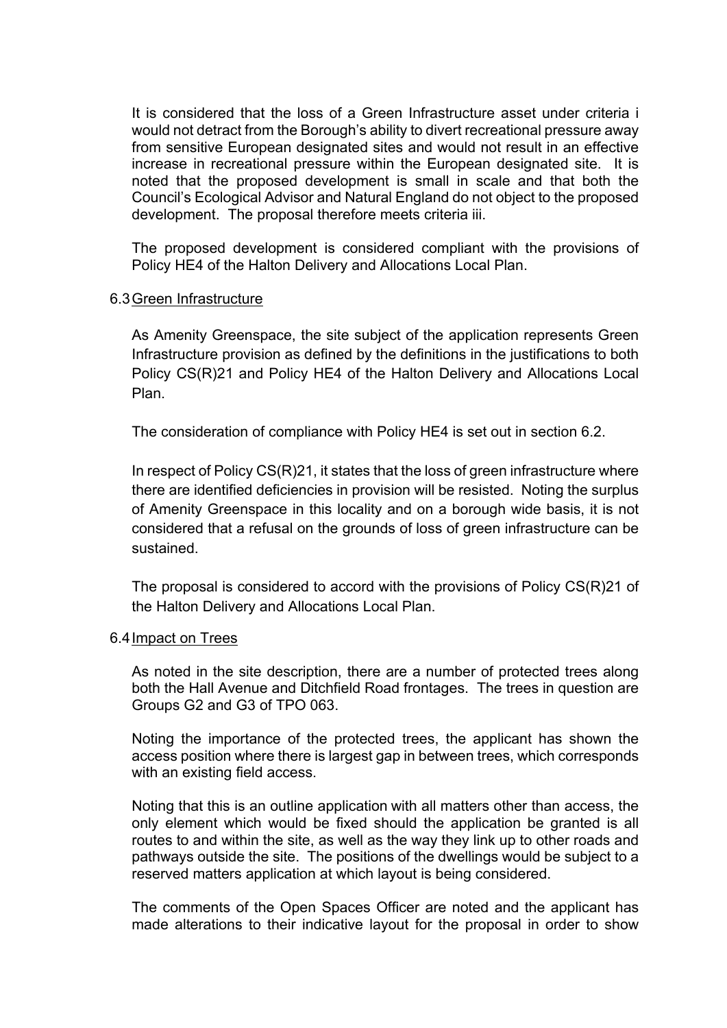It is considered that the loss of a Green Infrastructure asset under criteria i would not detract from the Borough's ability to divert recreational pressure away from sensitive European designated sites and would not result in an effective increase in recreational pressure within the European designated site. It is noted that the proposed development is small in scale and that both the Council's Ecological Advisor and Natural England do not object to the proposed development. The proposal therefore meets criteria iii.

The proposed development is considered compliant with the provisions of Policy HE4 of the Halton Delivery and Allocations Local Plan.

### 6.3 Green Infrastructure

As Amenity Greenspace, the site subject of the application represents Green Infrastructure provision as defined by the definitions in the justifications to both Policy CS(R)21 and Policy HE4 of the Halton Delivery and Allocations Local Plan.

The consideration of compliance with Policy HE4 is set out in section 6.2.

In respect of Policy CS(R)21, it states that the loss of green infrastructure where there are identified deficiencies in provision will be resisted. Noting the surplus of Amenity Greenspace in this locality and on a borough wide basis, it is not considered that a refusal on the grounds of loss of green infrastructure can be sustained.

The proposal is considered to accord with the provisions of Policy CS(R)21 of the Halton Delivery and Allocations Local Plan.

### 6.4 Impact on Trees

As noted in the site description, there are a number of protected trees along both the Hall Avenue and Ditchfield Road frontages. The trees in question are Groups G2 and G3 of TPO 063.

Noting the importance of the protected trees, the applicant has shown the access position where there is largest gap in between trees, which corresponds with an existing field access.

Noting that this is an outline application with all matters other than access, the only element which would be fixed should the application be granted is all routes to and within the site, as well as the way they link up to other roads and pathways outside the site. The positions of the dwellings would be subject to a reserved matters application at which layout is being considered.

The comments of the Open Spaces Officer are noted and the applicant has made alterations to their indicative layout for the proposal in order to show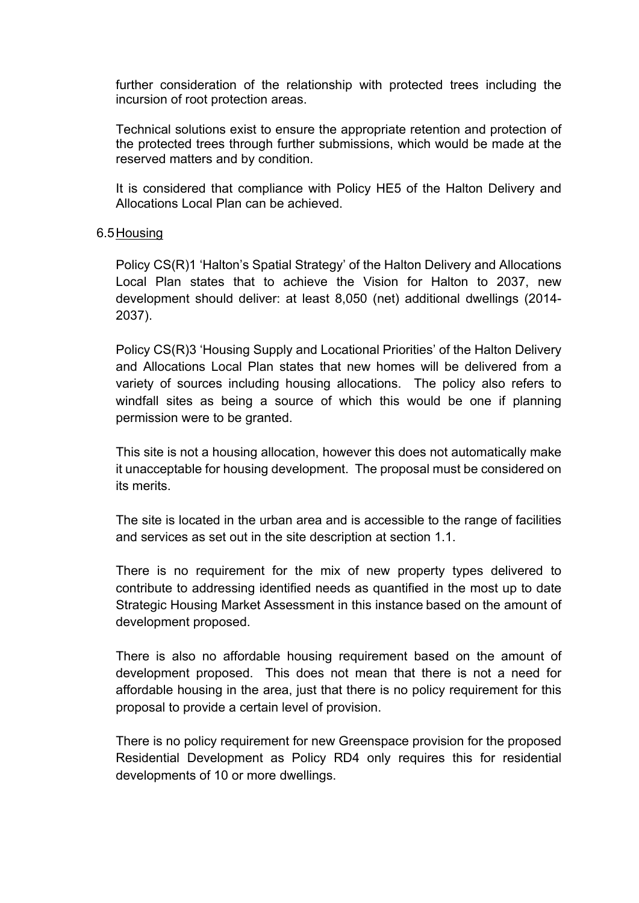further consideration of the relationship with protected trees including the incursion of root protection areas.

Technical solutions exist to ensure the appropriate retention and protection of the protected trees through further submissions, which would be made at the reserved matters and by condition.

It is considered that compliance with Policy HE5 of the Halton Delivery and Allocations Local Plan can be achieved.

6.5 Housing

Policy CS(R)1 'Halton's Spatial Strategy' of the Halton Delivery and Allocations Local Plan states that to achieve the Vision for Halton to 2037, new development should deliver: at least 8,050 (net) additional dwellings (2014-2037).

Policy CS(R)3 'Housing Supply and Locational Priorities' of the Halton Delivery and Allocations Local Plan states that new homes will be delivered from a variety of sources including housing allocations. The policy also refers to windfall sites as being a source of which this would be one if planning permission were to be granted.

This site is not a housing allocation, however this does not automatically make it unacceptable for housing development. The proposal must be considered on its merits.

The site is located in the urban area and is accessible to the range of facilities and services as set out in the site description at section 1.1.

There is no requirement for the mix of new property types delivered to contribute to addressing identified needs as quantified in the most up to date Strategic Housing Market Assessment in this instance based on the amount of development proposed.

There is also no affordable housing requirement based on the amount of development proposed. This does not mean that there is not a need for affordable housing in the area, just that there is no policy requirement for this proposal to provide a certain level of provision.

There is no policy requirement for new Greenspace provision for the proposed Residential Development as Policy RD4 only requires this for residential developments of 10 or more dwellings.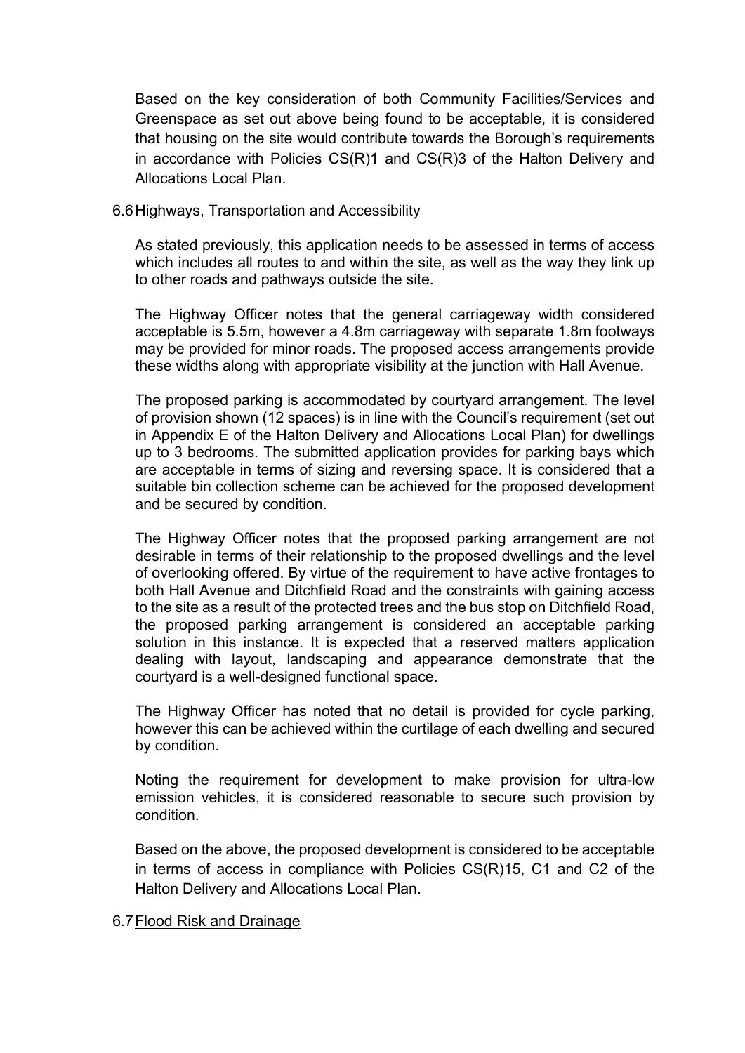Based on the key consideration of both Community Facilities/Services and Greenspace as set out above being found to be acceptable, it is considered that housing on the site would contribute towards the Borough's requirements in accordance with Policies CS(R)1 and CS(R)3 of the Halton Delivery and Allocations Local Plan.

## 6.6 Highways, Transportation and Accessibility

As stated previously, this application needs to be assessed in terms of access which includes all routes to and within the site, as well as the way they link up to other roads and pathways outside the site.

The Highway Officer notes that the general carriageway width considered acceptable is 5.5m, however a 4.8m carriageway with separate 1.8m footways may be provided for minor roads. The proposed access arrangements provide these widths along with appropriate visibility at the junction with Hall Avenue.

The proposed parking is accommodated by courtyard arrangement. The level of provision shown (12 spaces) is in line with the Council's requirement (set out in Appendix E of the Halton Delivery and Allocations Local Plan) for dwellings up to 3 bedrooms. The submitted application provides for parking bays which are acceptable in terms of sizing and reversing space. It is considered that a suitable bin collection scheme can be achieved for the proposed development and be secured by condition.

The Highway Officer notes that the proposed parking arrangement are not desirable in terms of their relationship to the proposed dwellings and the level of overlooking offered. By virtue of the requirement to have active frontages to both Hall Avenue and Ditchfield Road and the constraints with gaining access to the site as a result of the protected trees and the bus stop on Ditchfield Road, the proposed parking arrangement is considered an acceptable parking solution in this instance. It is expected that a reserved matters application dealing with layout, landscaping and appearance demonstrate that the courtyard is a well-designed functional space.

The Highway Officer has noted that no detail is provided for cycle parking, however this can be achieved within the curtilage of each dwelling and secured by condition.

Noting the requirement for development to make provision for ultra-low emission vehicles, it is considered reasonable to secure such provision by condition.

Based on the above, the proposed development is considered to be acceptable in terms of access in compliance with Policies CS(R)15, C1 and C2 of the Halton Delivery and Allocations Local Plan.

## 6.7 Flood Risk and Drainage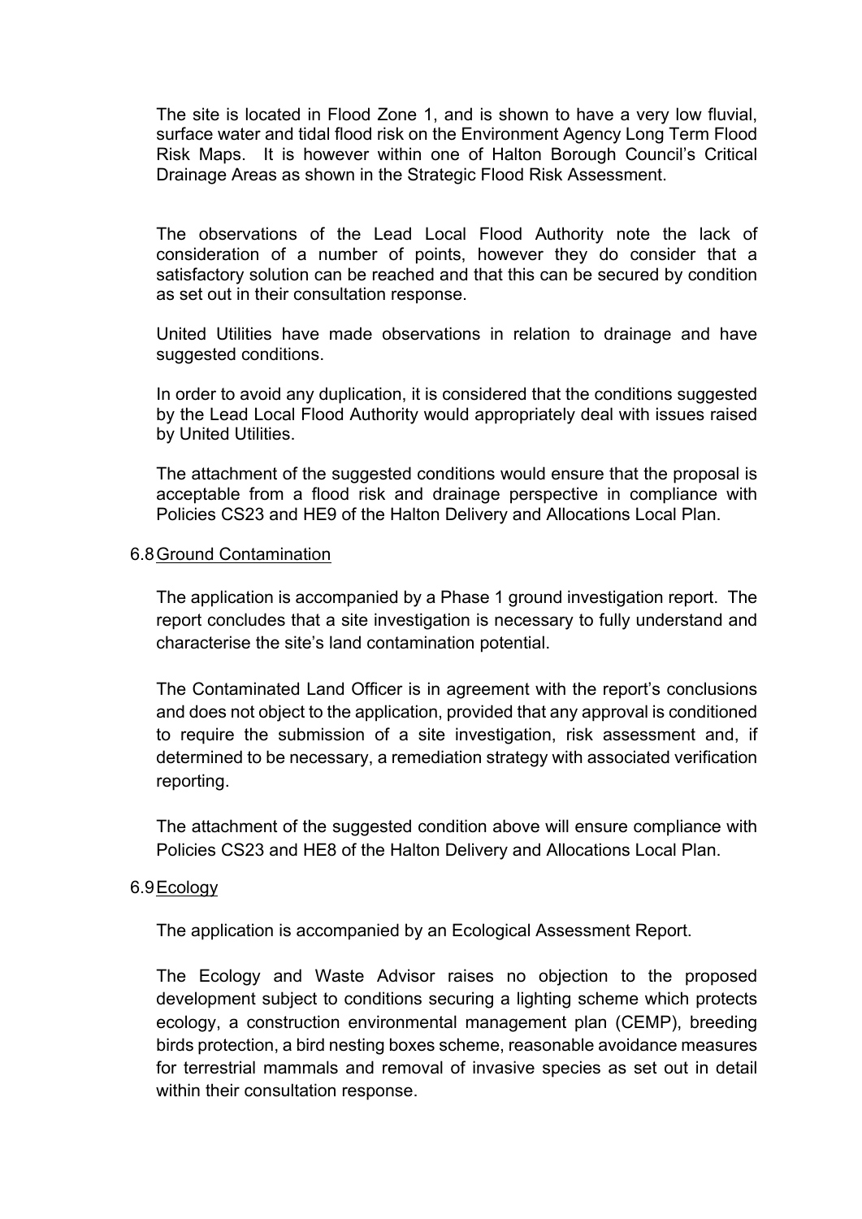The site is located in Flood Zone 1, and is shown to have a very low fluvial, surface water and tidal flood risk on the Environment Agency Long Term Flood Risk Maps. It is however within one of Halton Borough Council's Critical Drainage Areas as shown in the Strategic Flood Risk Assessment.

The observations of the Lead Local Flood Authority note the lack of consideration of a number of points, however they do consider that a satisfactory solution can be reached and that this can be secured by condition as set out in their consultation response.

United Utilities have made observations in relation to drainage and have suggested conditions.

In order to avoid any duplication, it is considered that the conditions suggested by the Lead Local Flood Authority would appropriately deal with issues raised by United Utilities.

The attachment of the suggested conditions would ensure that the proposal is acceptable from a flood risk and drainage perspective in compliance with Policies CS23 and HE9 of the Halton Delivery and Allocations Local Plan.

6.8 Ground Contamination

The application is accompanied by a Phase 1 ground investigation report. The report concludes that a site investigation is necessary to fully understand and characterise the site's land contamination potential.

The Contaminated Land Officer is in agreement with the report's conclusions and does not object to the application, provided that any approval is conditioned to require the submission of a site investigation, risk assessment and, if determined to be necessary, a remediation strategy with associated verification reporting.

The attachment of the suggested condition above will ensure compliance with Policies CS23 and HE8 of the Halton Delivery and Allocations Local Plan.

6.9 Ecology

The application is accompanied by an Ecological Assessment Report.

The Ecology and Waste Advisor raises no objection to the proposed development subject to conditions securing a lighting scheme which protects ecology, a construction environmental management plan (CEMP), breeding birds protection, a bird nesting boxes scheme, reasonable avoidance measures for terrestrial mammals and removal of invasive species as set out in detail within their consultation response.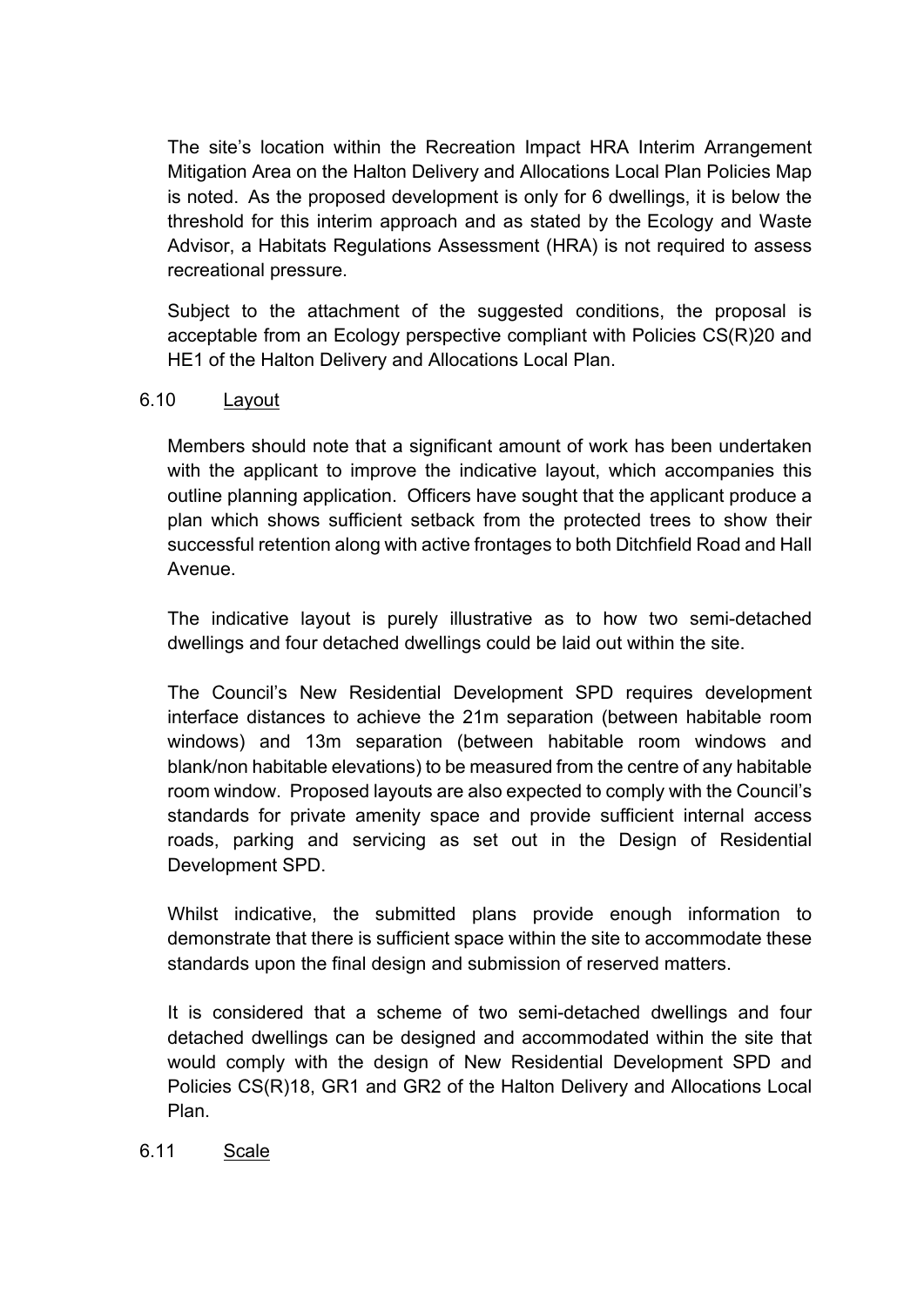The site's location within the Recreation Impact HRA Interim Arrangement Mitigation Area on the Halton Delivery and Allocations Local Plan Policies Map is noted. As the proposed development is only for 6 dwellings, it is below the threshold for this interim approach and as stated by the Ecology and Waste Advisor, a Habitats Regulations Assessment (HRA) is not required to assess recreational pressure.

Subject to the attachment of the suggested conditions, the proposal is acceptable from an Ecology perspective compliant with Policies CS(R)20 and HE1 of the Halton Delivery and Allocations Local Plan.

6.10 Layout

Members should note that a significant amount of work has been undertaken with the applicant to improve the indicative layout, which accompanies this outline planning application. Officers have sought that the applicant produce a plan which shows sufficient setback from the protected trees to show their successful retention along with active frontages to both Ditchfield Road and Hall Avenue.

The indicative layout is purely illustrative as to how two semi-detached dwellings and four detached dwellings could be laid out within the site.

The Council's New Residential Development SPD requires development interface distances to achieve the 21m separation (between habitable room windows) and 13m separation (between habitable room windows and blank/non habitable elevations) to be measured from the centre of any habitable room window. Proposed layouts are also expected to comply with the Council's standards for private amenity space and provide sufficient internal access roads, parking and servicing as set out in the Design of Residential Development SPD.

Whilst indicative, the submitted plans provide enough information to demonstrate that there is sufficient space within the site to accommodate these standards upon the final design and submission of reserved matters.

It is considered that a scheme of two semi-detached dwellings and four detached dwellings can be designed and accommodated within the site that would comply with the design of New Residential Development SPD and Policies CS(R)18, GR1 and GR2 of the Halton Delivery and Allocations Local Plan.

6.11 Scale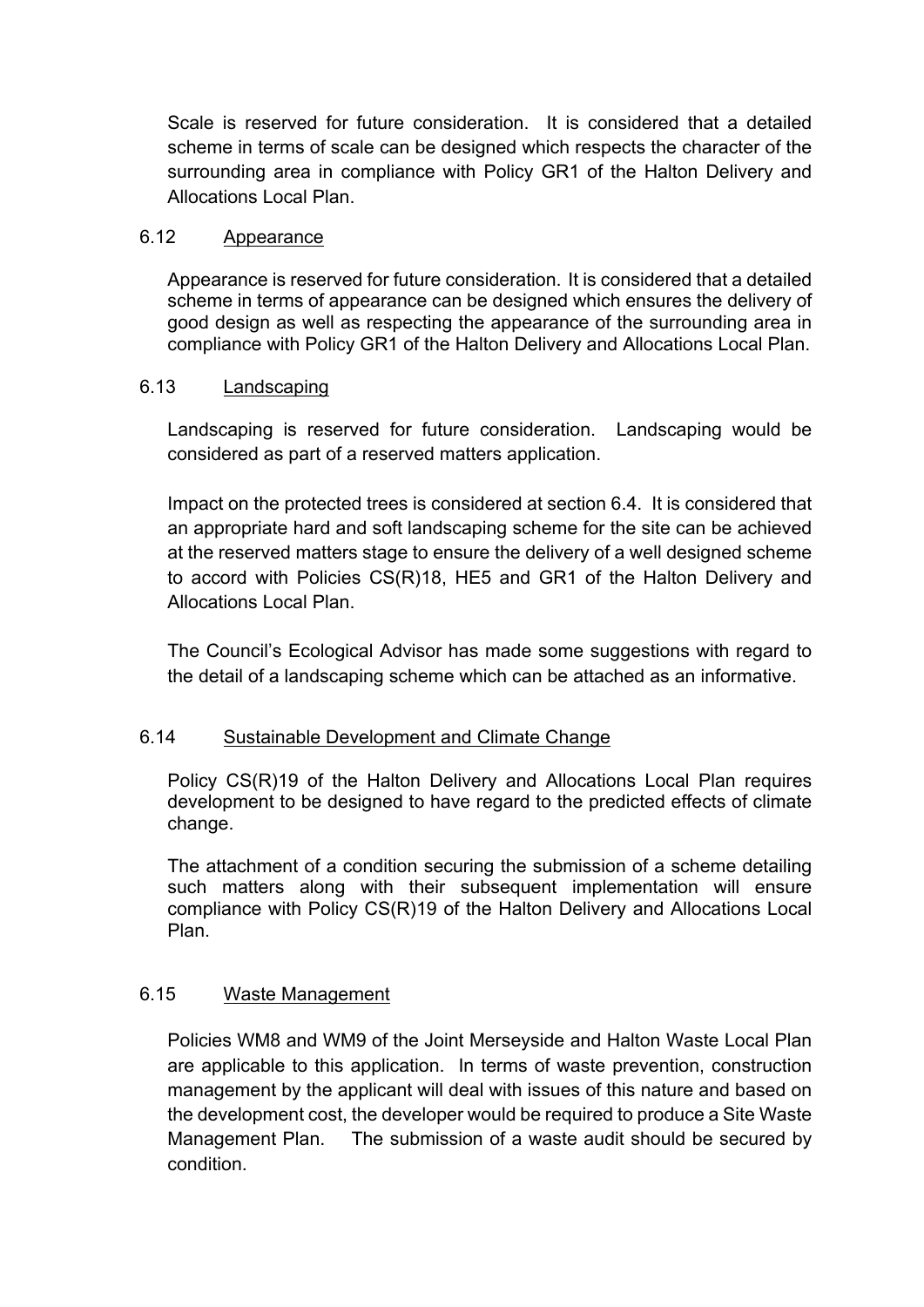Scale is reserved for future consideration. It is considered that a detailed scheme in terms of scale can be designed which respects the character of the surrounding area in compliance with Policy GR1 of the Halton Delivery and Allocations Local Plan.

### 6.12 Appearance

Appearance is reserved for future consideration. It is considered that a detailed scheme in terms of appearance can be designed which ensures the delivery of good design as well as respecting the appearance of the surrounding area in compliance with Policy GR1 of the Halton Delivery and Allocations Local Plan.

### 6.13 Landscaping

Landscaping is reserved for future consideration. Landscaping would be considered as part of a reserved matters application.

Impact on the protected trees is considered at section 6.4. It is considered that an appropriate hard and soft landscaping scheme for the site can be achieved at the reserved matters stage to ensure the delivery of a well designed scheme to accord with Policies CS(R)18, HE5 and GR1 of the Halton Delivery and Allocations Local Plan.

The Council's Ecological Advisor has made some suggestions with regard to the detail of a landscaping scheme which can be attached as an informative.

### 6.14 Sustainable Development and Climate Change

Policy CS(R)19 of the Halton Delivery and Allocations Local Plan requires development to be designed to have regard to the predicted effects of climate change.

The attachment of a condition securing the submission of a scheme detailing such matters along with their subsequent implementation will ensure compliance with Policy CS(R)19 of the Halton Delivery and Allocations Local Plan.

### 6.15 Waste Management

Policies WM8 and WM9 of the Joint Merseyside and Halton Waste Local Plan are applicable to this application. In terms of waste prevention, construction management by the applicant will deal with issues of this nature and based on the development cost, the developer would be required to produce a Site Waste Management Plan. The submission of a waste audit should be secured by condition.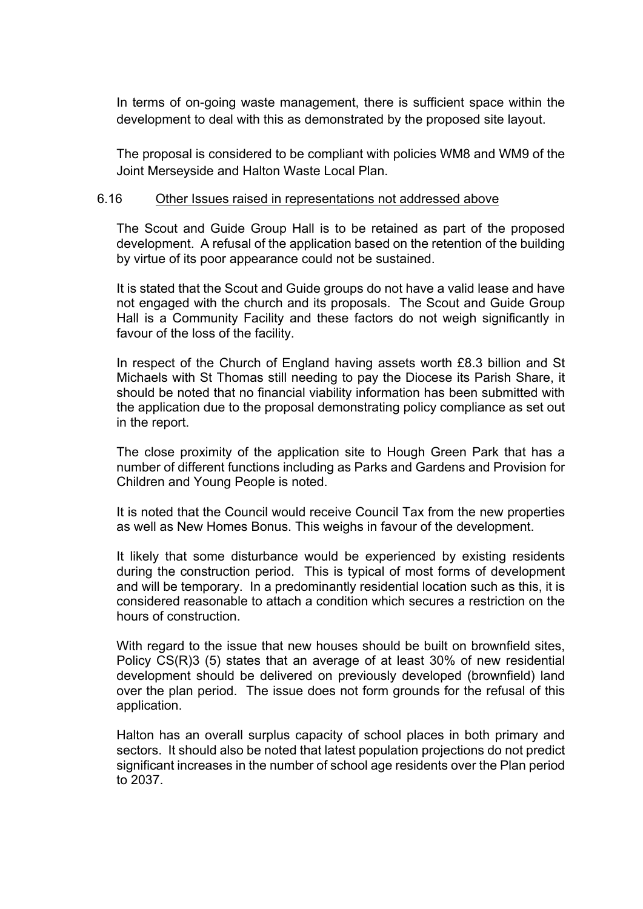In terms of on-going waste management, there is sufficient space within the development to deal with this as demonstrated by the proposed site layout.

The proposal is considered to be compliant with policies WM8 and WM9 of the Joint Merseyside and Halton Waste Local Plan.

6.16 Other Issues raised in representations not addressed above

The Scout and Guide Group Hall is to be retained as part of the proposed development. A refusal of the application based on the retention of the building by virtue of its poor appearance could not be sustained.

It is stated that the Scout and Guide groups do not have a valid lease and have not engaged with the church and its proposals. The Scout and Guide Group Hall is a Community Facility and these factors do not weigh significantly in favour of the loss of the facility.

In respect of the Church of England having assets worth £8.3 billion and St Michaels with St Thomas still needing to pay the Diocese its Parish Share, it should be noted that no financial viability information has been submitted with the application due to the proposal demonstrating policy compliance as set out in the report.

The close proximity of the application site to Hough Green Park that has a number of different functions including as Parks and Gardens and Provision for Children and Young People is noted.

It is noted that the Council would receive Council Tax from the new properties as well as New Homes Bonus. This weighs in favour of the development.

It likely that some disturbance would be experienced by existing residents during the construction period. This is typical of most forms of development and will be temporary. In a predominantly residential location such as this, it is considered reasonable to attach a condition which secures a restriction on the hours of construction.

With regard to the issue that new houses should be built on brownfield sites, Policy CS(R)3 (5) states that an average of at least 30% of new residential development should be delivered on previously developed (brownfield) land over the plan period. The issue does not form grounds for the refusal of this application.

Halton has an overall surplus capacity of school places in both primary and sectors. It should also be noted that latest population projections do not predict significant increases in the number of school age residents over the Plan period to 2037.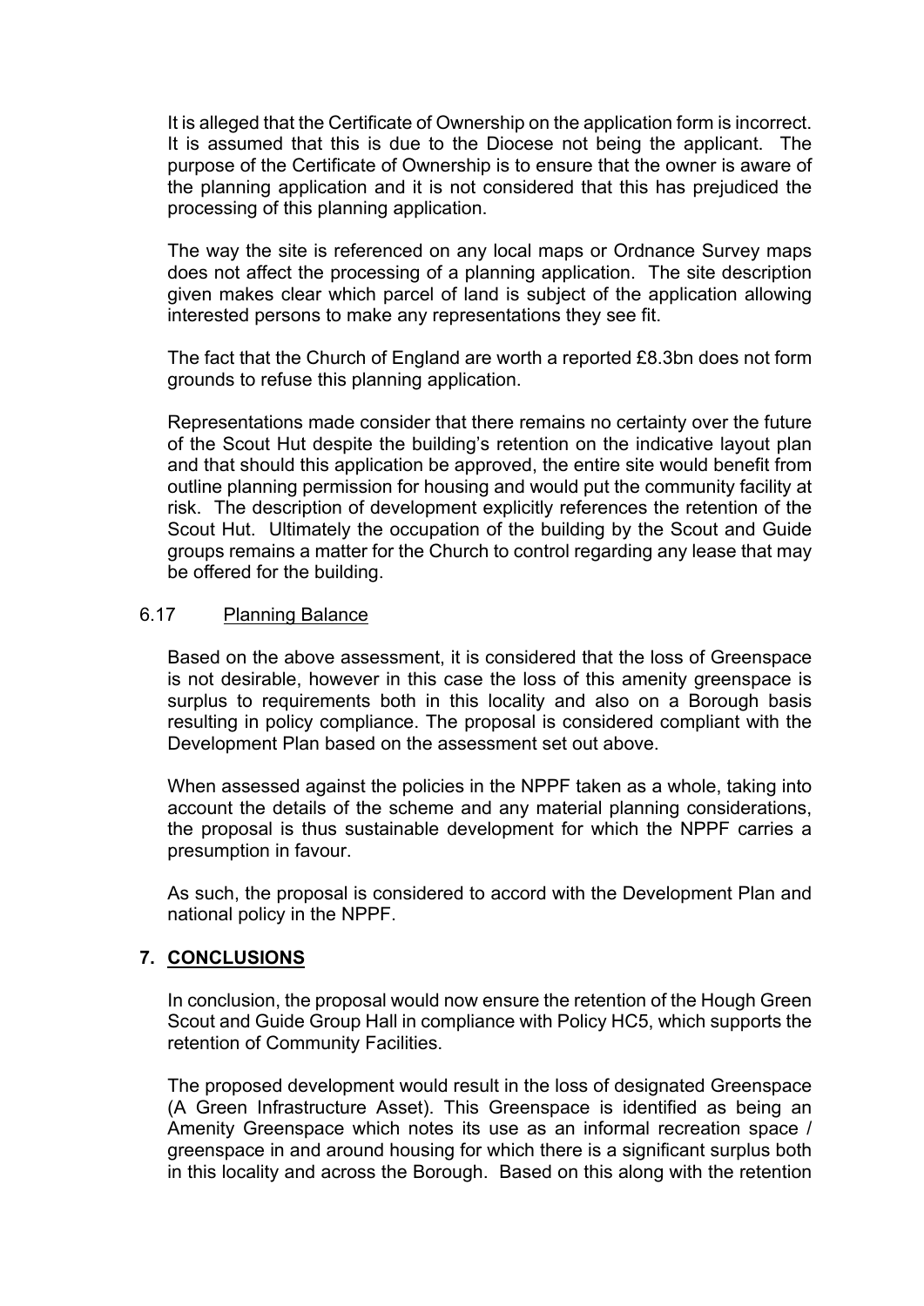It is alleged that the Certificate of Ownership on the application form is incorrect. It is assumed that this is due to the Diocese not being the applicant. The purpose of the Certificate of Ownership is to ensure that the owner is aware of the planning application and it is not considered that this has prejudiced the processing of this planning application.

The way the site is referenced on any local maps or Ordnance Survey maps does not affect the processing of a planning application. The site description given makes clear which parcel of land is subject of the application allowing interested persons to make any representations they see fit.

The fact that the Church of England are worth a reported £8.3bn does not form grounds to refuse this planning application.

Representations made consider that there remains no certainty over the future of the Scout Hut despite the building's retention on the indicative layout plan and that should this application be approved, the entire site would benefit from outline planning permission for housing and would put the community facility at risk. The description of development explicitly references the retention of the Scout Hut. Ultimately the occupation of the building by the Scout and Guide groups remains a matter for the Church to control regarding any lease that may be offered for the building.

### 6.17 Planning Balance

Based on the above assessment, it is considered that the loss of Greenspace is not desirable, however in this case the loss of this amenity greenspace is surplus to requirements both in this locality and also on a Borough basis resulting in policy compliance. The proposal is considered compliant with the Development Plan based on the assessment set out above.

When assessed against the policies in the NPPF taken as a whole, taking into account the details of the scheme and any material planning considerations, the proposal is thus sustainable development for which the NPPF carries a presumption in favour.

As such, the proposal is considered to accord with the Development Plan and national policy in the NPPF.

## 7. CONCLUSIONS

In conclusion, the proposal would now ensure the retention of the Hough Green Scout and Guide Group Hall in compliance with Policy HC5, which supports the retention of Community Facilities.

The proposed development would result in the loss of designated Greenspace (A Green Infrastructure Asset). This Greenspace is identified as being an Amenity Greenspace which notes its use as an informal recreation space / greenspace in and around housing for which there is a significant surplus both in this locality and across the Borough. Based on this along with the retention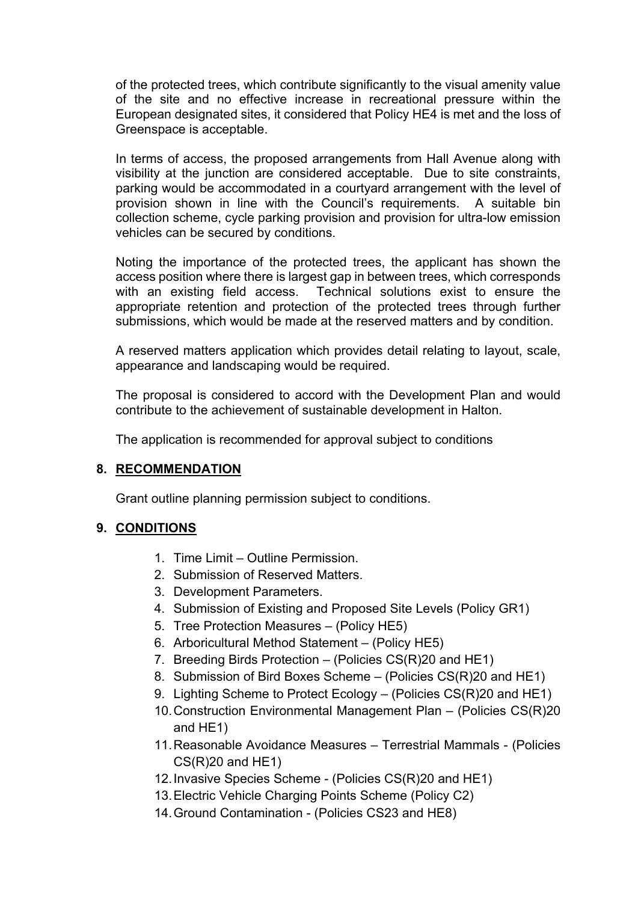of the protected trees, which contribute significantly to the visual amenity value of the site and no effective increase in recreational pressure within the European designated sites, it considered that Policy HE4 is met and the loss of Greenspace is acceptable.

In terms of access, the proposed arrangements from Hall Avenue along with visibility at the junction are considered acceptable. Due to site constraints, parking would be accommodated in a courtyard arrangement with the level of provision shown in line with the Council's requirements. A suitable bin collection scheme, cycle parking provision and provision for ultra-low emission vehicles can be secured by conditions.

Noting the importance of the protected trees, the applicant has shown the access position where there is largest gap in between trees, which corresponds with an existing field access. Technical solutions exist to ensure the appropriate retention and protection of the protected trees through further submissions, which would be made at the reserved matters and by condition.

A reserved matters application which provides detail relating to layout, scale, appearance and landscaping would be required.

The proposal is considered to accord with the Development Plan and would contribute to the achievement of sustainable development in Halton.

The application is recommended for approval subject to conditions

## 8. RECOMMENDATION

Grant outline planning permission subject to conditions.

## 9. CONDITIONS

1. Time Limit – Outline Permission.
2. Submission of Reserved Matters.
3. Development Parameters.
4. Submission of Existing and Proposed Site Levels (Policy GR1)
5. Tree Protection Measures – (Policy HE5)
6. Arboricultural Method Statement – (Policy HE5)
7. Breeding Birds Protection – (Policies CS(R)20 and HE1)
8. Submission of Bird Boxes Scheme – (Policies CS(R)20 and HE1)
9. Lighting Scheme to Protect Ecology – (Policies CS(R)20 and HE1)
10. Construction Environmental Management Plan – (Policies CS(R)20 and HE1)
11. Reasonable Avoidance Measures – Terrestrial Mammals - (Policies CS(R)20 and HE1)
12. Invasive Species Scheme - (Policies CS(R)20 and HE1)
13. Electric Vehicle Charging Points Scheme (Policy C2)
14. Ground Contamination - (Policies CS23 and HE8)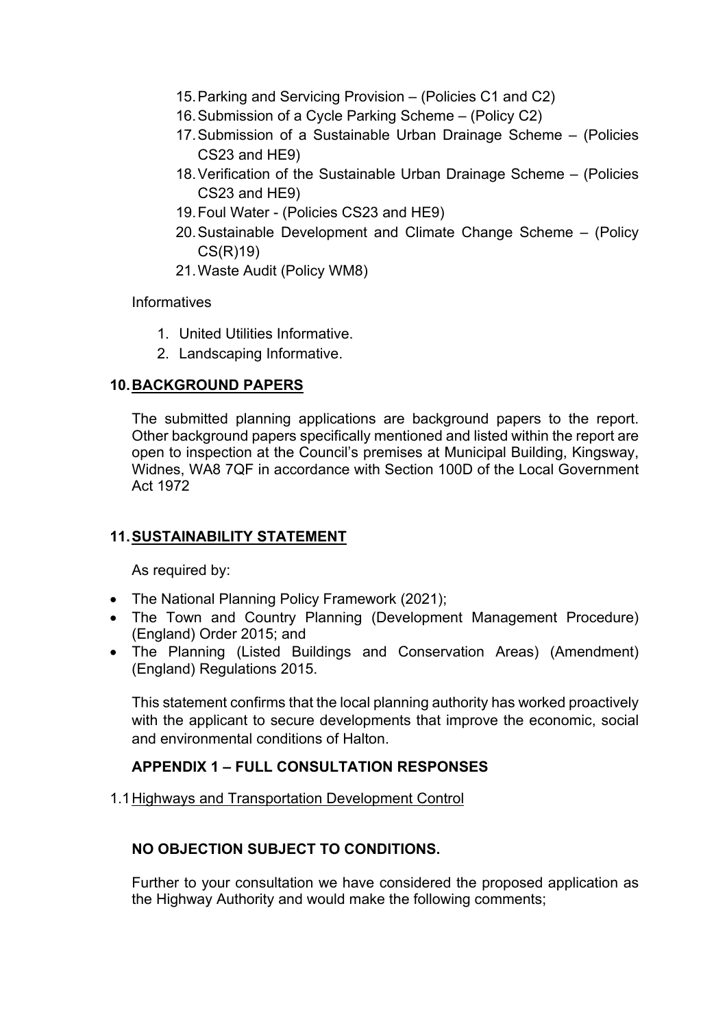15. Parking and Servicing Provision – (Policies C1 and C2)
16. Submission of a Cycle Parking Scheme – (Policy C2)
17. Submission of a Sustainable Urban Drainage Scheme – (Policies CS23 and HE9)
18. Verification of the Sustainable Urban Drainage Scheme – (Policies CS23 and HE9)
19. Foul Water - (Policies CS23 and HE9)
20. Sustainable Development and Climate Change Scheme – (Policy CS(R)19)
21. Waste Audit (Policy WM8)

Informatives

1. United Utilities Informative.
2. Landscaping Informative.

## 10. BACKGROUND PAPERS

The submitted planning applications are background papers to the report. Other background papers specifically mentioned and listed within the report are open to inspection at the Council's premises at Municipal Building, Kingsway, Widnes, WA8 7QF in accordance with Section 100D of the Local Government Act 1972

## 11. SUSTAINABILITY STATEMENT

As required by:

- The National Planning Policy Framework (2021);
- The Town and Country Planning (Development Management Procedure) (England) Order 2015; and
- The Planning (Listed Buildings and Conservation Areas) (Amendment) (England) Regulations 2015.

This statement confirms that the local planning authority has worked proactively with the applicant to secure developments that improve the economic, social and environmental conditions of Halton.

## APPENDIX 1 – FULL CONSULTATION RESPONSES

1.1 Highways and Transportation Development Control

**NO OBJECTION SUBJECT TO CONDITIONS.**

Further to your consultation we have considered the proposed application as the Highway Authority and would make the following comments;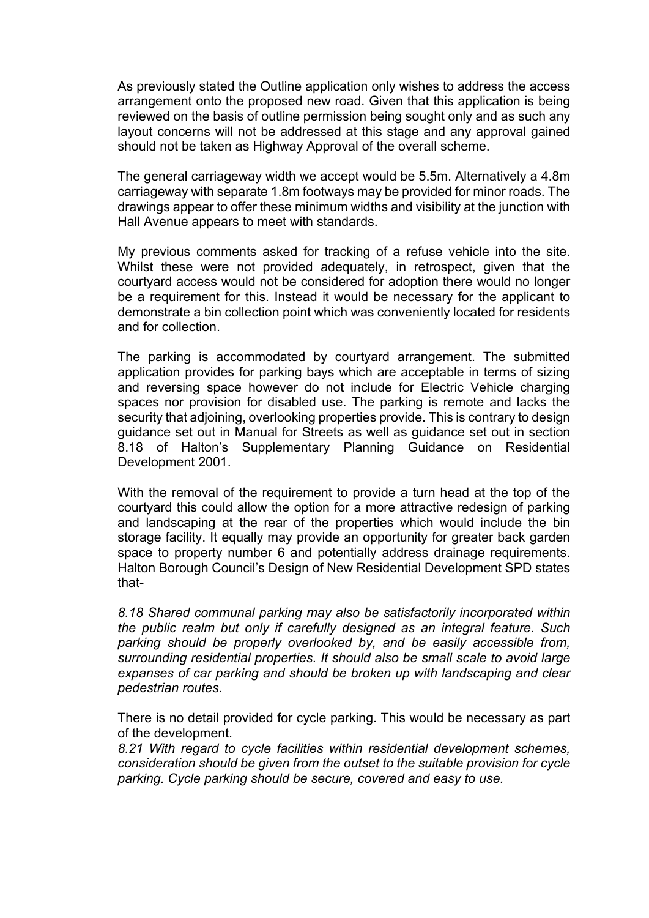As previously stated the Outline application only wishes to address the access arrangement onto the proposed new road. Given that this application is being reviewed on the basis of outline permission being sought only and as such any layout concerns will not be addressed at this stage and any approval gained should not be taken as Highway Approval of the overall scheme.

The general carriageway width we accept would be 5.5m. Alternatively a 4.8m carriageway with separate 1.8m footways may be provided for minor roads. The drawings appear to offer these minimum widths and visibility at the junction with Hall Avenue appears to meet with standards.

My previous comments asked for tracking of a refuse vehicle into the site. Whilst these were not provided adequately, in retrospect, given that the courtyard access would not be considered for adoption there would no longer be a requirement for this. Instead it would be necessary for the applicant to demonstrate a bin collection point which was conveniently located for residents and for collection.

The parking is accommodated by courtyard arrangement. The submitted application provides for parking bays which are acceptable in terms of sizing and reversing space however do not include for Electric Vehicle charging spaces nor provision for disabled use. The parking is remote and lacks the security that adjoining, overlooking properties provide. This is contrary to design guidance set out in Manual for Streets as well as guidance set out in section 8.18 of Halton's Supplementary Planning Guidance on Residential Development 2001.

With the removal of the requirement to provide a turn head at the top of the courtyard this could allow the option for a more attractive redesign of parking and landscaping at the rear of the properties which would include the bin storage facility. It equally may provide an opportunity for greater back garden space to property number 6 and potentially address drainage requirements. Halton Borough Council's Design of New Residential Development SPD states that-

*8.18 Shared communal parking may also be satisfactorily incorporated within the public realm but only if carefully designed as an integral feature. Such parking should be properly overlooked by, and be easily accessible from, surrounding residential properties. It should also be small scale to avoid large expanses of car parking and should be broken up with landscaping and clear pedestrian routes.*

There is no detail provided for cycle parking. This would be necessary as part of the development.

*8.21 With regard to cycle facilities within residential development schemes, consideration should be given from the outset to the suitable provision for cycle parking. Cycle parking should be secure, covered and easy to use.*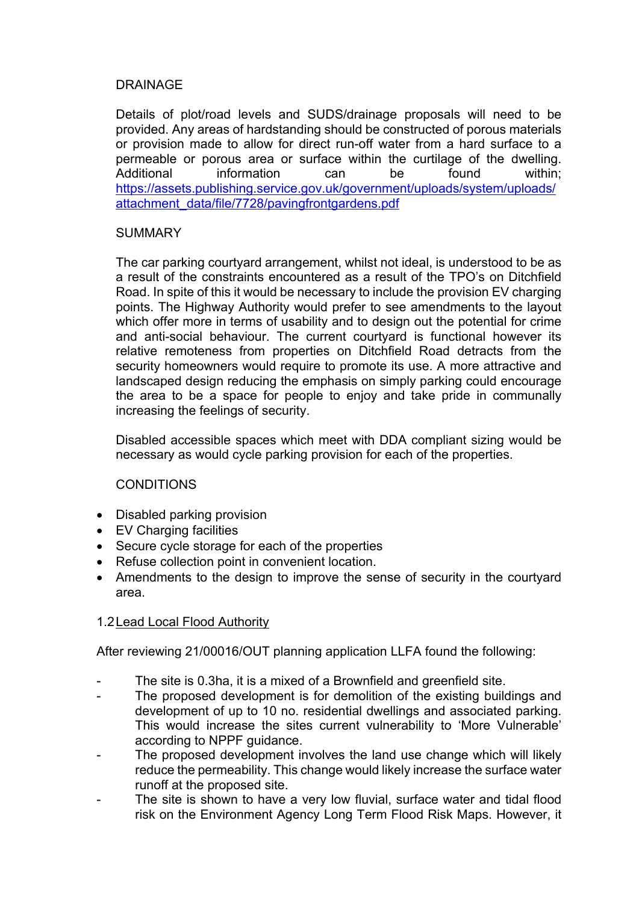DRAINAGE

Details of plot/road levels and SUDS/drainage proposals will need to be provided. Any areas of hardstanding should be constructed of porous materials or provision made to allow for direct run-off water from a hard surface to a permeable or porous area or surface within the curtilage of the dwelling. Additional information can be found within; [https://assets.publishing.service.gov.uk/government/uploads/system/uploads/attachment_data/file/7728/pavingfrontgardens.pdf](https://assets.publishing.service.gov.uk/government/uploads/system/uploads/attachment_data/file/7728/pavingfrontgardens.pdf)

SUMMARY

The car parking courtyard arrangement, whilst not ideal, is understood to be as a result of the constraints encountered as a result of the TPO's on Ditchfield Road. In spite of this it would be necessary to include the provision EV charging points. The Highway Authority would prefer to see amendments to the layout which offer more in terms of usability and to design out the potential for crime and anti-social behaviour. The current courtyard is functional however its relative remoteness from properties on Ditchfield Road detracts from the security homeowners would require to promote its use. A more attractive and landscaped design reducing the emphasis on simply parking could encourage the area to be a space for people to enjoy and take pride in communally increasing the feelings of security.

Disabled accessible spaces which meet with DDA compliant sizing would be necessary as would cycle parking provision for each of the properties.

CONDITIONS

- Disabled parking provision
- EV Charging facilities
- Secure cycle storage for each of the properties
- Refuse collection point in convenient location.
- Amendments to the design to improve the sense of security in the courtyard area.

1.2 Lead Local Flood Authority

After reviewing 21/00016/OUT planning application LLFA found the following:

- The site is 0.3ha, it is a mixed of a Brownfield and greenfield site.
- The proposed development is for demolition of the existing buildings and development of up to 10 no. residential dwellings and associated parking. This would increase the sites current vulnerability to 'More Vulnerable' according to NPPF guidance.
- The proposed development involves the land use change which will likely reduce the permeability. This change would likely increase the surface water runoff at the proposed site.
- The site is shown to have a very low fluvial, surface water and tidal flood risk on the Environment Agency Long Term Flood Risk Maps. However, it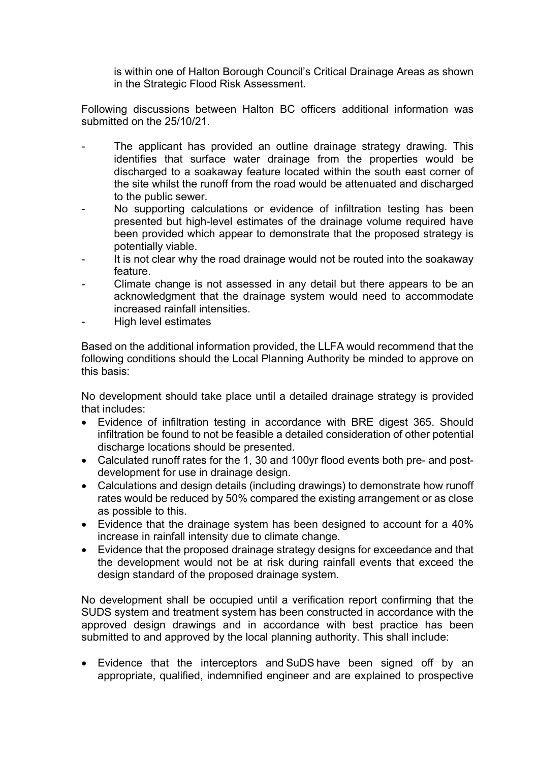is within one of Halton Borough Council's Critical Drainage Areas as shown in the Strategic Flood Risk Assessment.

Following discussions between Halton BC officers additional information was submitted on the 25/10/21.

- The applicant has provided an outline drainage strategy drawing. This identifies that surface water drainage from the properties would be discharged to a soakaway feature located within the south east corner of the site whilst the runoff from the road would be attenuated and discharged to the public sewer.
- No supporting calculations or evidence of infiltration testing has been presented but high-level estimates of the drainage volume required have been provided which appear to demonstrate that the proposed strategy is potentially viable.
- It is not clear why the road drainage would not be routed into the soakaway feature.
- Climate change is not assessed in any detail but there appears to be an acknowledgment that the drainage system would need to accommodate increased rainfall intensities.
- High level estimates

Based on the additional information provided, the LLFA would recommend that the following conditions should the Local Planning Authority be minded to approve on this basis:

No development should take place until a detailed drainage strategy is provided that includes:

- Evidence of infiltration testing in accordance with BRE digest 365. Should infiltration be found to not be feasible a detailed consideration of other potential discharge locations should be presented.
- Calculated runoff rates for the 1, 30 and 100yr flood events both pre- and post-development for use in drainage design.
- Calculations and design details (including drawings) to demonstrate how runoff rates would be reduced by 50% compared the existing arrangement or as close as possible to this.
- Evidence that the drainage system has been designed to account for a 40% increase in rainfall intensity due to climate change.
- Evidence that the proposed drainage strategy designs for exceedance and that the development would not be at risk during rainfall events that exceed the design standard of the proposed drainage system.

No development shall be occupied until a verification report confirming that the SUDS system and treatment system has been constructed in accordance with the approved design drawings and in accordance with best practice has been submitted to and approved by the local planning authority. This shall include:

- Evidence that the interceptors and SuDS have been signed off by an appropriate, qualified, indemnified engineer and are explained to prospective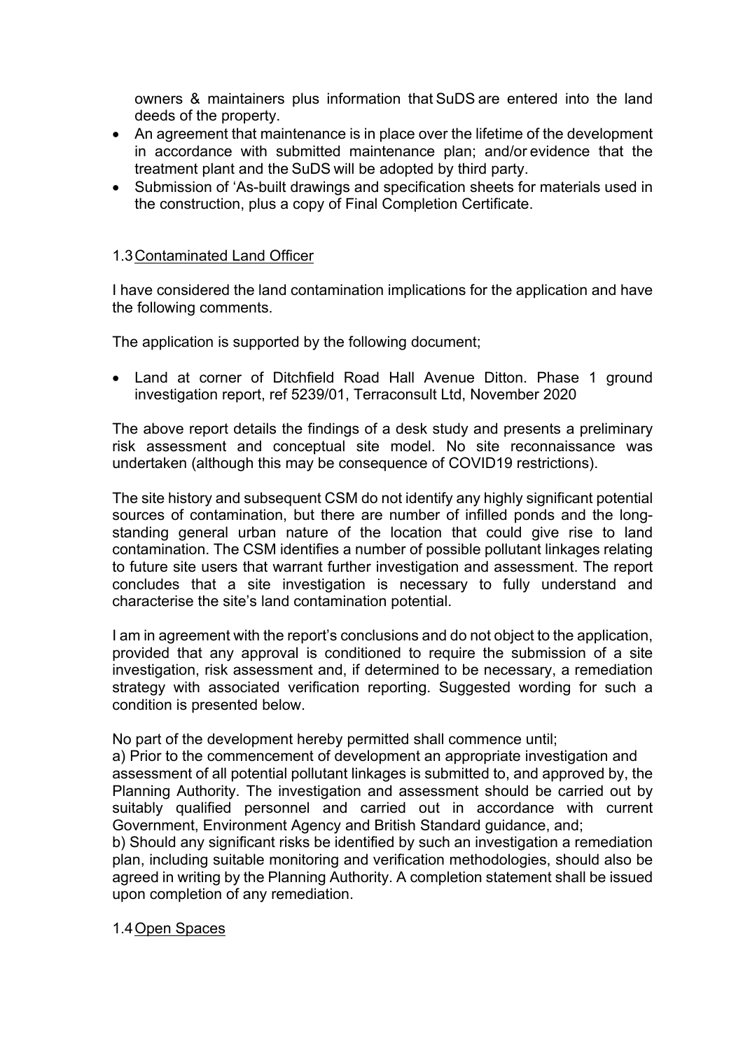owners & maintainers plus information that SuDS are entered into the land deeds of the property.

- An agreement that maintenance is in place over the lifetime of the development in accordance with submitted maintenance plan; and/or evidence that the treatment plant and the SuDS will be adopted by third party.
- Submission of 'As-built drawings and specification sheets for materials used in the construction, plus a copy of Final Completion Certificate.

## 1.3 Contaminated Land Officer

I have considered the land contamination implications for the application and have the following comments.

The application is supported by the following document;

- Land at corner of Ditchfield Road Hall Avenue Ditton. Phase 1 ground investigation report, ref 5239/01, Terraconsult Ltd, November 2020

The above report details the findings of a desk study and presents a preliminary risk assessment and conceptual site model. No site reconnaissance was undertaken (although this may be consequence of COVID19 restrictions).

The site history and subsequent CSM do not identify any highly significant potential sources of contamination, but there are number of infilled ponds and the long-standing general urban nature of the location that could give rise to land contamination. The CSM identifies a number of possible pollutant linkages relating to future site users that warrant further investigation and assessment. The report concludes that a site investigation is necessary to fully understand and characterise the site's land contamination potential.

I am in agreement with the report's conclusions and do not object to the application, provided that any approval is conditioned to require the submission of a site investigation, risk assessment and, if determined to be necessary, a remediation strategy with associated verification reporting. Suggested wording for such a condition is presented below.

No part of the development hereby permitted shall commence until;

a) Prior to the commencement of development an appropriate investigation and assessment of all potential pollutant linkages is submitted to, and approved by, the Planning Authority. The investigation and assessment should be carried out by suitably qualified personnel and carried out in accordance with current Government, Environment Agency and British Standard guidance, and;

b) Should any significant risks be identified by such an investigation a remediation plan, including suitable monitoring and verification methodologies, should also be agreed in writing by the Planning Authority. A completion statement shall be issued upon completion of any remediation.

## 1.4 Open Spaces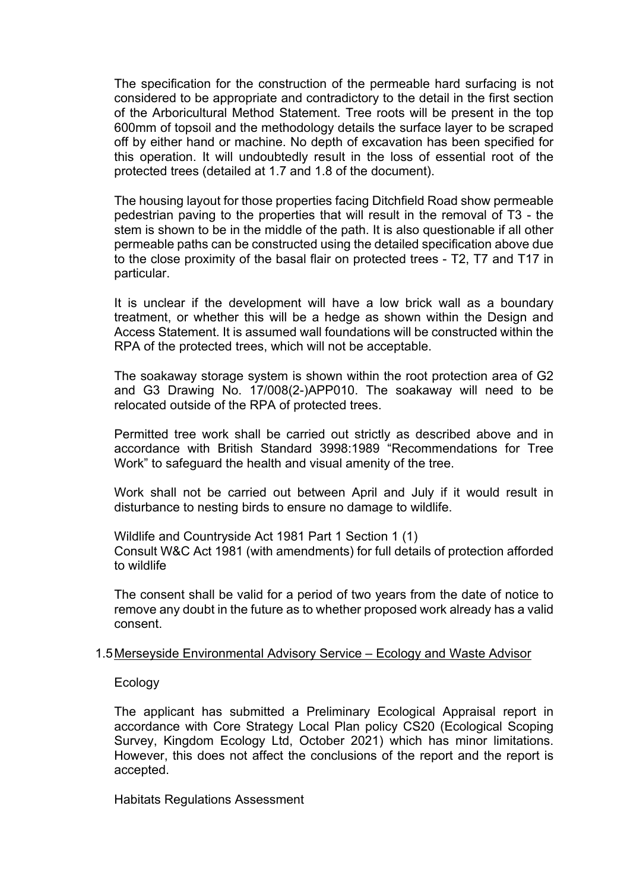The specification for the construction of the permeable hard surfacing is not considered to be appropriate and contradictory to the detail in the first section of the Arboricultural Method Statement. Tree roots will be present in the top 600mm of topsoil and the methodology details the surface layer to be scraped off by either hand or machine. No depth of excavation has been specified for this operation. It will undoubtedly result in the loss of essential root of the protected trees (detailed at 1.7 and 1.8 of the document).

The housing layout for those properties facing Ditchfield Road show permeable pedestrian paving to the properties that will result in the removal of T3 - the stem is shown to be in the middle of the path. It is also questionable if all other permeable paths can be constructed using the detailed specification above due to the close proximity of the basal flair on protected trees - T2, T7 and T17 in particular.

It is unclear if the development will have a low brick wall as a boundary treatment, or whether this will be a hedge as shown within the Design and Access Statement. It is assumed wall foundations will be constructed within the RPA of the protected trees, which will not be acceptable.

The soakaway storage system is shown within the root protection area of G2 and G3 Drawing No. 17/008(2-)APP010. The soakaway will need to be relocated outside of the RPA of protected trees.

Permitted tree work shall be carried out strictly as described above and in accordance with British Standard 3998:1989 "Recommendations for Tree Work" to safeguard the health and visual amenity of the tree.

Work shall not be carried out between April and July if it would result in disturbance to nesting birds to ensure no damage to wildlife.

Wildlife and Countryside Act 1981 Part 1 Section 1 (1)
Consult W&C Act 1981 (with amendments) for full details of protection afforded to wildlife

The consent shall be valid for a period of two years from the date of notice to remove any doubt in the future as to whether proposed work already has a valid consent.

1.5 <u>Merseyside Environmental Advisory Service – Ecology and Waste Advisor</u>

Ecology

The applicant has submitted a Preliminary Ecological Appraisal report in accordance with Core Strategy Local Plan policy CS20 (Ecological Scoping Survey, Kingdom Ecology Ltd, October 2021) which has minor limitations. However, this does not affect the conclusions of the report and the report is accepted.

Habitats Regulations Assessment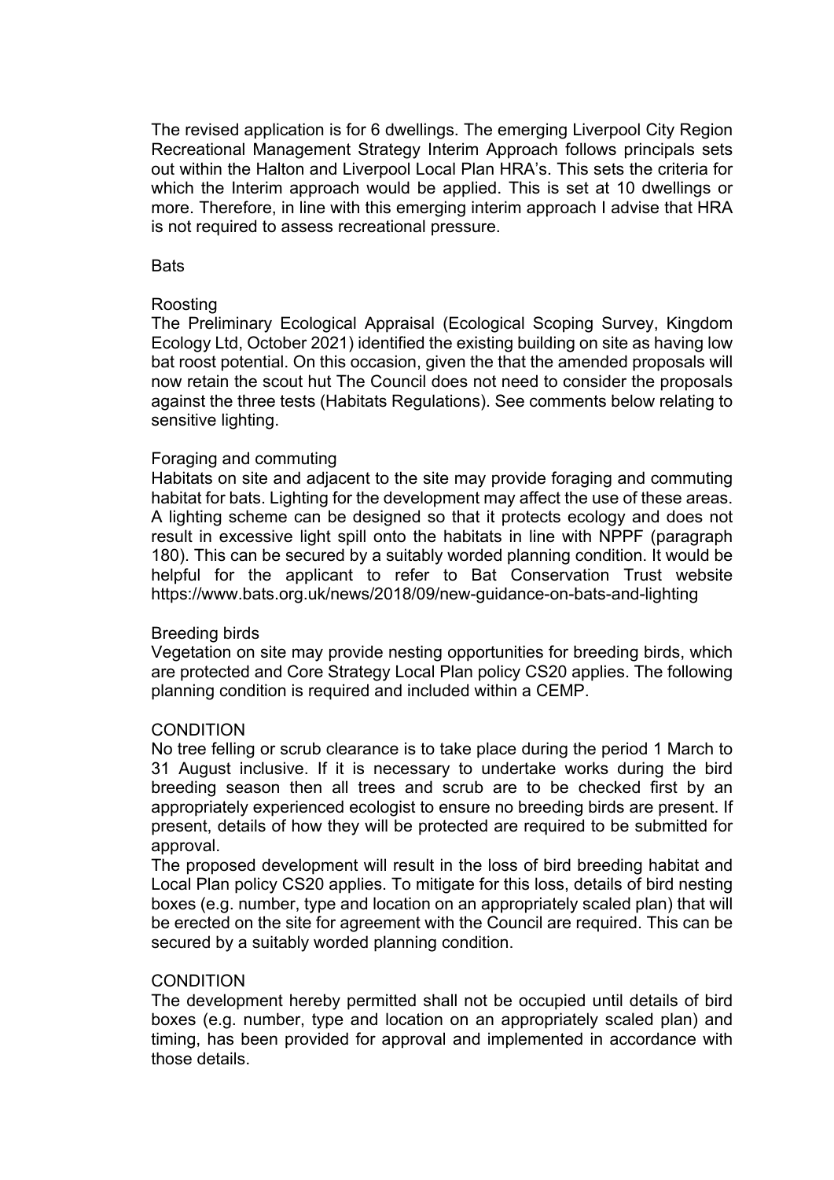The revised application is for 6 dwellings. The emerging Liverpool City Region Recreational Management Strategy Interim Approach follows principals sets out within the Halton and Liverpool Local Plan HRA's. This sets the criteria for which the Interim approach would be applied. This is set at 10 dwellings or more. Therefore, in line with this emerging interim approach I advise that HRA is not required to assess recreational pressure.

Bats

Roosting
The Preliminary Ecological Appraisal (Ecological Scoping Survey, Kingdom Ecology Ltd, October 2021) identified the existing building on site as having low bat roost potential. On this occasion, given the that the amended proposals will now retain the scout hut The Council does not need to consider the proposals against the three tests (Habitats Regulations). See comments below relating to sensitive lighting.

Foraging and commuting
Habitats on site and adjacent to the site may provide foraging and commuting habitat for bats. Lighting for the development may affect the use of these areas. A lighting scheme can be designed so that it protects ecology and does not result in excessive light spill onto the habitats in line with NPPF (paragraph 180). This can be secured by a suitably worded planning condition. It would be helpful for the applicant to refer to Bat Conservation Trust website https://www.bats.org.uk/news/2018/09/new-guidance-on-bats-and-lighting

Breeding birds
Vegetation on site may provide nesting opportunities for breeding birds, which are protected and Core Strategy Local Plan policy CS20 applies. The following planning condition is required and included within a CEMP.

CONDITION
No tree felling or scrub clearance is to take place during the period 1 March to 31 August inclusive. If it is necessary to undertake works during the bird breeding season then all trees and scrub are to be checked first by an appropriately experienced ecologist to ensure no breeding birds are present. If present, details of how they will be protected are required to be submitted for approval.
The proposed development will result in the loss of bird breeding habitat and Local Plan policy CS20 applies. To mitigate for this loss, details of bird nesting boxes (e.g. number, type and location on an appropriately scaled plan) that will be erected on the site for agreement with the Council are required. This can be secured by a suitably worded planning condition.

CONDITION
The development hereby permitted shall not be occupied until details of bird boxes (e.g. number, type and location on an appropriately scaled plan) and timing, has been provided for approval and implemented in accordance with those details.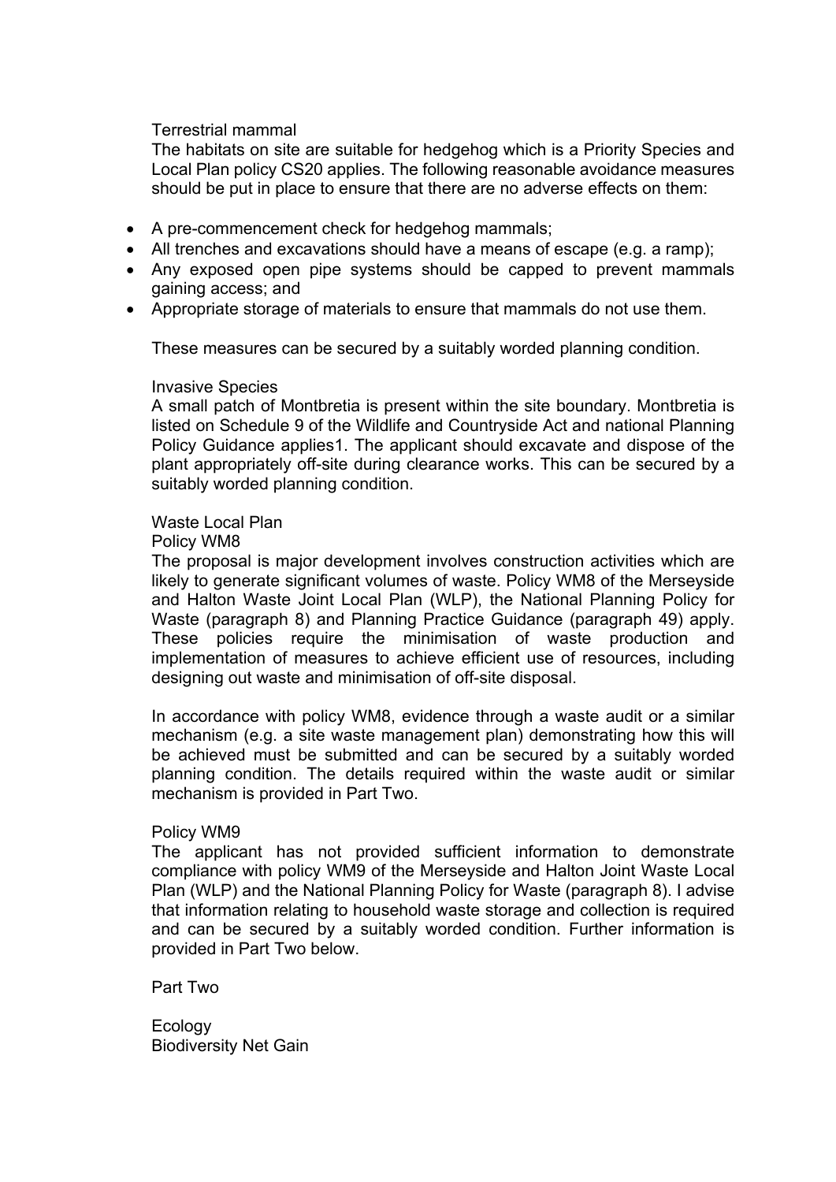Terrestrial mammal

The habitats on site are suitable for hedgehog which is a Priority Species and Local Plan policy CS20 applies. The following reasonable avoidance measures should be put in place to ensure that there are no adverse effects on them:

- A pre-commencement check for hedgehog mammals;
- All trenches and excavations should have a means of escape (e.g. a ramp);
- Any exposed open pipe systems should be capped to prevent mammals gaining access; and
- Appropriate storage of materials to ensure that mammals do not use them.

These measures can be secured by a suitably worded planning condition.

Invasive Species

A small patch of Montbretia is present within the site boundary. Montbretia is listed on Schedule 9 of the Wildlife and Countryside Act and national Planning Policy Guidance applies[1]. The applicant should excavate and dispose of the plant appropriately off-site during clearance works. This can be secured by a suitably worded planning condition.

Waste Local Plan

Policy WM8

The proposal is major development involves construction activities which are likely to generate significant volumes of waste. Policy WM8 of the Merseyside and Halton Waste Joint Local Plan (WLP), the National Planning Policy for Waste (paragraph 8) and Planning Practice Guidance (paragraph 49) apply. These policies require the minimisation of waste production and implementation of measures to achieve efficient use of resources, including designing out waste and minimisation of off-site disposal.

In accordance with policy WM8, evidence through a waste audit or a similar mechanism (e.g. a site waste management plan) demonstrating how this will be achieved must be submitted and can be secured by a suitably worded planning condition. The details required within the waste audit or similar mechanism is provided in Part Two.

Policy WM9

The applicant has not provided sufficient information to demonstrate compliance with policy WM9 of the Merseyside and Halton Joint Waste Local Plan (WLP) and the National Planning Policy for Waste (paragraph 8). I advise that information relating to household waste storage and collection is required and can be secured by a suitably worded condition. Further information is provided in Part Two below.

Part Two

Ecology

Biodiversity Net Gain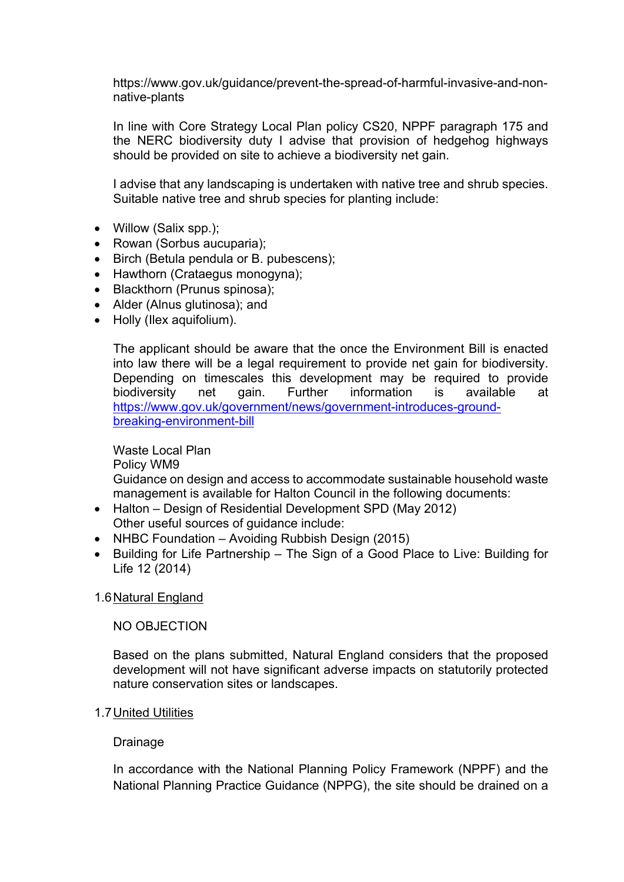https://www.gov.uk/guidance/prevent-the-spread-of-harmful-invasive-and-non-native-plants

In line with Core Strategy Local Plan policy CS20, NPPF paragraph 175 and the NERC biodiversity duty I advise that provision of hedgehog highways should be provided on site to achieve a biodiversity net gain.

I advise that any landscaping is undertaken with native tree and shrub species. Suitable native tree and shrub species for planting include:

- Willow (Salix spp.);
- Rowan (Sorbus aucuparia);
- Birch (Betula pendula or B. pubescens);
- Hawthorn (Crataegus monogyna);
- Blackthorn (Prunus spinosa);
- Alder (Alnus glutinosa); and
- Holly (Ilex aquifolium).

The applicant should be aware that the once the Environment Bill is enacted into law there will be a legal requirement to provide net gain for biodiversity. Depending on timescales this development may be required to provide biodiversity net gain. Further information is available at [https://www.gov.uk/government/news/government-introduces-ground-breaking-environment-bill](https://www.gov.uk/government/news/government-introduces-ground-breaking-environment-bill)

Waste Local Plan
Policy WM9
Guidance on design and access to accommodate sustainable household waste management is available for Halton Council in the following documents:

- Halton – Design of Residential Development SPD (May 2012)
  Other useful sources of guidance include:
- NHBC Foundation – Avoiding Rubbish Design (2015)
- Building for Life Partnership – The Sign of a Good Place to Live: Building for Life 12 (2014)

1.6 Natural England

NO OBJECTION

Based on the plans submitted, Natural England considers that the proposed development will not have significant adverse impacts on statutorily protected nature conservation sites or landscapes.

1.7 United Utilities

Drainage

In accordance with the National Planning Policy Framework (NPPF) and the National Planning Practice Guidance (NPPG), the site should be drained on a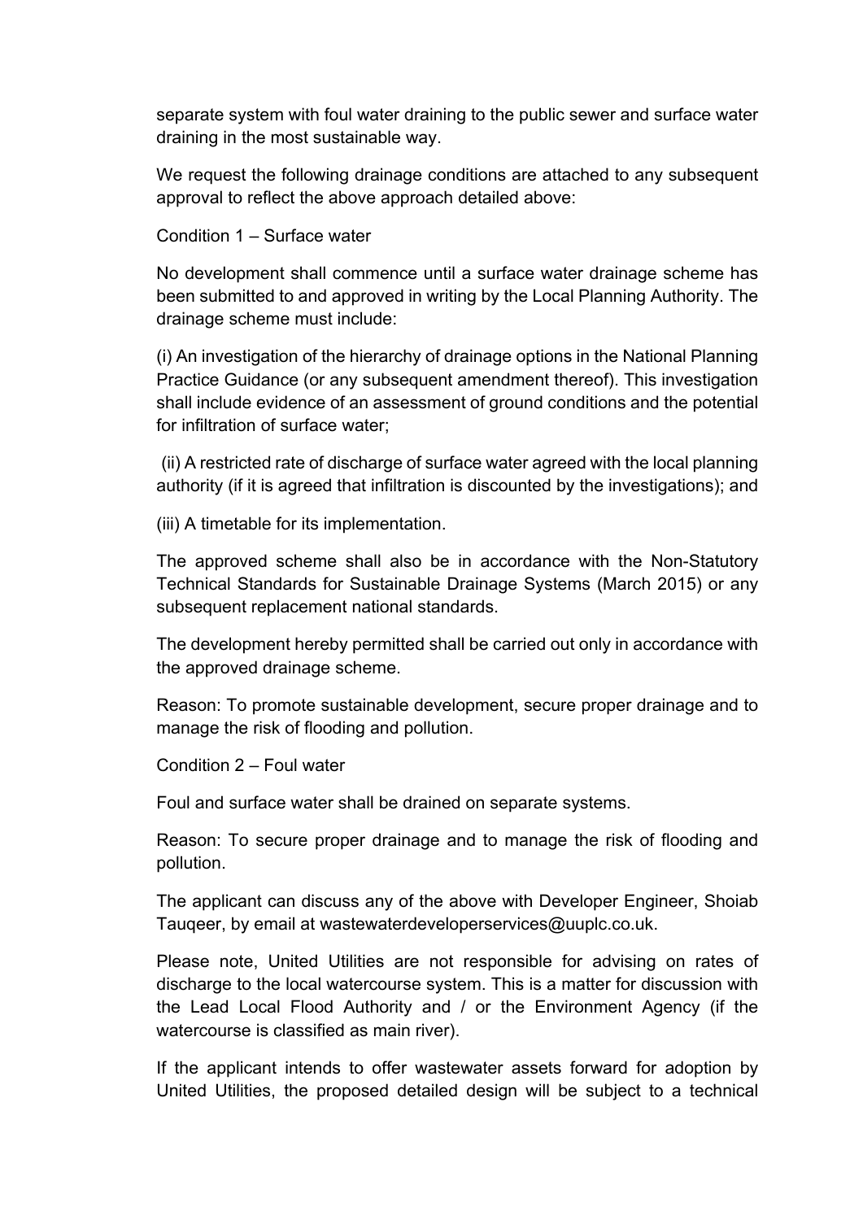separate system with foul water draining to the public sewer and surface water draining in the most sustainable way.

We request the following drainage conditions are attached to any subsequent approval to reflect the above approach detailed above:

Condition 1 – Surface water

No development shall commence until a surface water drainage scheme has been submitted to and approved in writing by the Local Planning Authority. The drainage scheme must include:

(i) An investigation of the hierarchy of drainage options in the National Planning Practice Guidance (or any subsequent amendment thereof). This investigation shall include evidence of an assessment of ground conditions and the potential for infiltration of surface water;

(ii) A restricted rate of discharge of surface water agreed with the local planning authority (if it is agreed that infiltration is discounted by the investigations); and

(iii) A timetable for its implementation.

The approved scheme shall also be in accordance with the Non-Statutory Technical Standards for Sustainable Drainage Systems (March 2015) or any subsequent replacement national standards.

The development hereby permitted shall be carried out only in accordance with the approved drainage scheme.

Reason: To promote sustainable development, secure proper drainage and to manage the risk of flooding and pollution.

Condition 2 – Foul water

Foul and surface water shall be drained on separate systems.

Reason: To secure proper drainage and to manage the risk of flooding and pollution.

The applicant can discuss any of the above with Developer Engineer, Shoiab Tauqeer, by email at wastewaterdeveloperservices@uuplc.co.uk.

Please note, United Utilities are not responsible for advising on rates of discharge to the local watercourse system. This is a matter for discussion with the Lead Local Flood Authority and / or the Environment Agency (if the watercourse is classified as main river).

If the applicant intends to offer wastewater assets forward for adoption by United Utilities, the proposed detailed design will be subject to a technical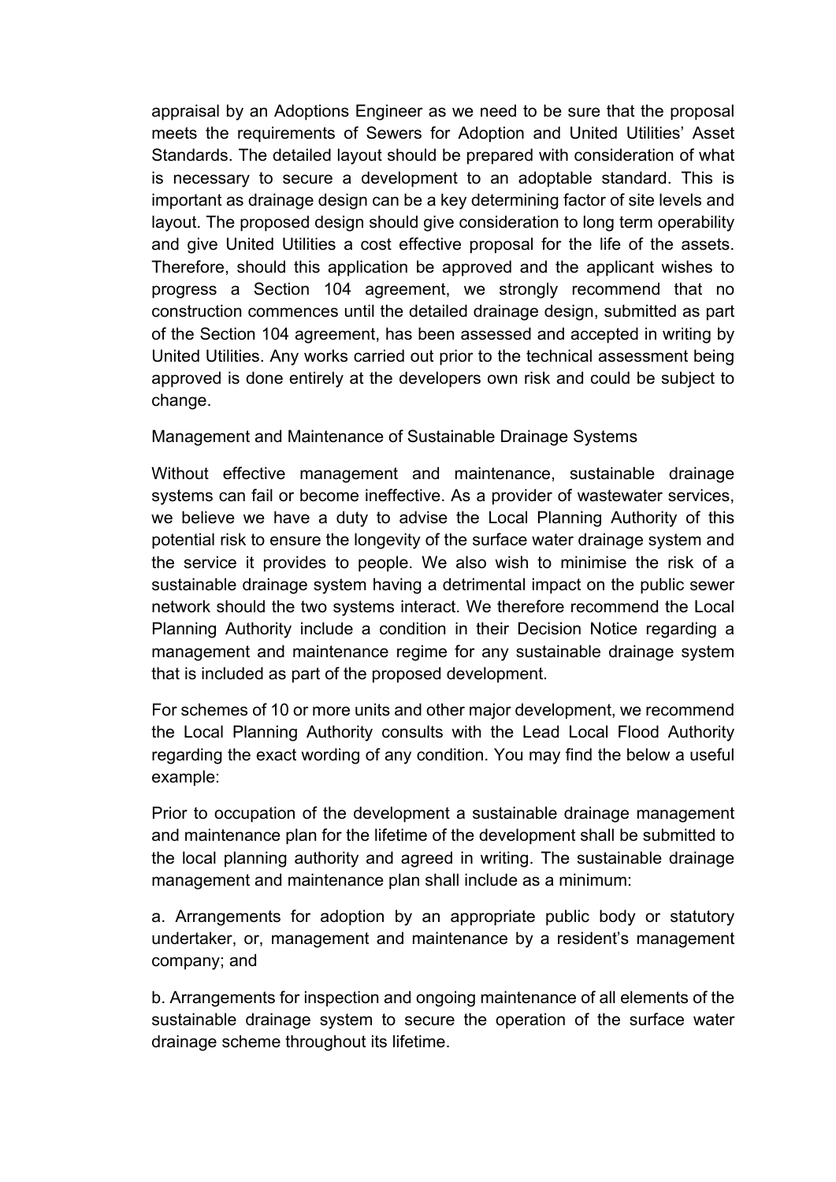appraisal by an Adoptions Engineer as we need to be sure that the proposal meets the requirements of Sewers for Adoption and United Utilities' Asset Standards. The detailed layout should be prepared with consideration of what is necessary to secure a development to an adoptable standard. This is important as drainage design can be a key determining factor of site levels and layout. The proposed design should give consideration to long term operability and give United Utilities a cost effective proposal for the life of the assets. Therefore, should this application be approved and the applicant wishes to progress a Section 104 agreement, we strongly recommend that no construction commences until the detailed drainage design, submitted as part of the Section 104 agreement, has been assessed and accepted in writing by United Utilities. Any works carried out prior to the technical assessment being approved is done entirely at the developers own risk and could be subject to change.

Management and Maintenance of Sustainable Drainage Systems

Without effective management and maintenance, sustainable drainage systems can fail or become ineffective. As a provider of wastewater services, we believe we have a duty to advise the Local Planning Authority of this potential risk to ensure the longevity of the surface water drainage system and the service it provides to people. We also wish to minimise the risk of a sustainable drainage system having a detrimental impact on the public sewer network should the two systems interact. We therefore recommend the Local Planning Authority include a condition in their Decision Notice regarding a management and maintenance regime for any sustainable drainage system that is included as part of the proposed development.

For schemes of 10 or more units and other major development, we recommend the Local Planning Authority consults with the Lead Local Flood Authority regarding the exact wording of any condition. You may find the below a useful example:

Prior to occupation of the development a sustainable drainage management and maintenance plan for the lifetime of the development shall be submitted to the local planning authority and agreed in writing. The sustainable drainage management and maintenance plan shall include as a minimum:

a. Arrangements for adoption by an appropriate public body or statutory undertaker, or, management and maintenance by a resident's management company; and

b. Arrangements for inspection and ongoing maintenance of all elements of the sustainable drainage system to secure the operation of the surface water drainage scheme throughout its lifetime.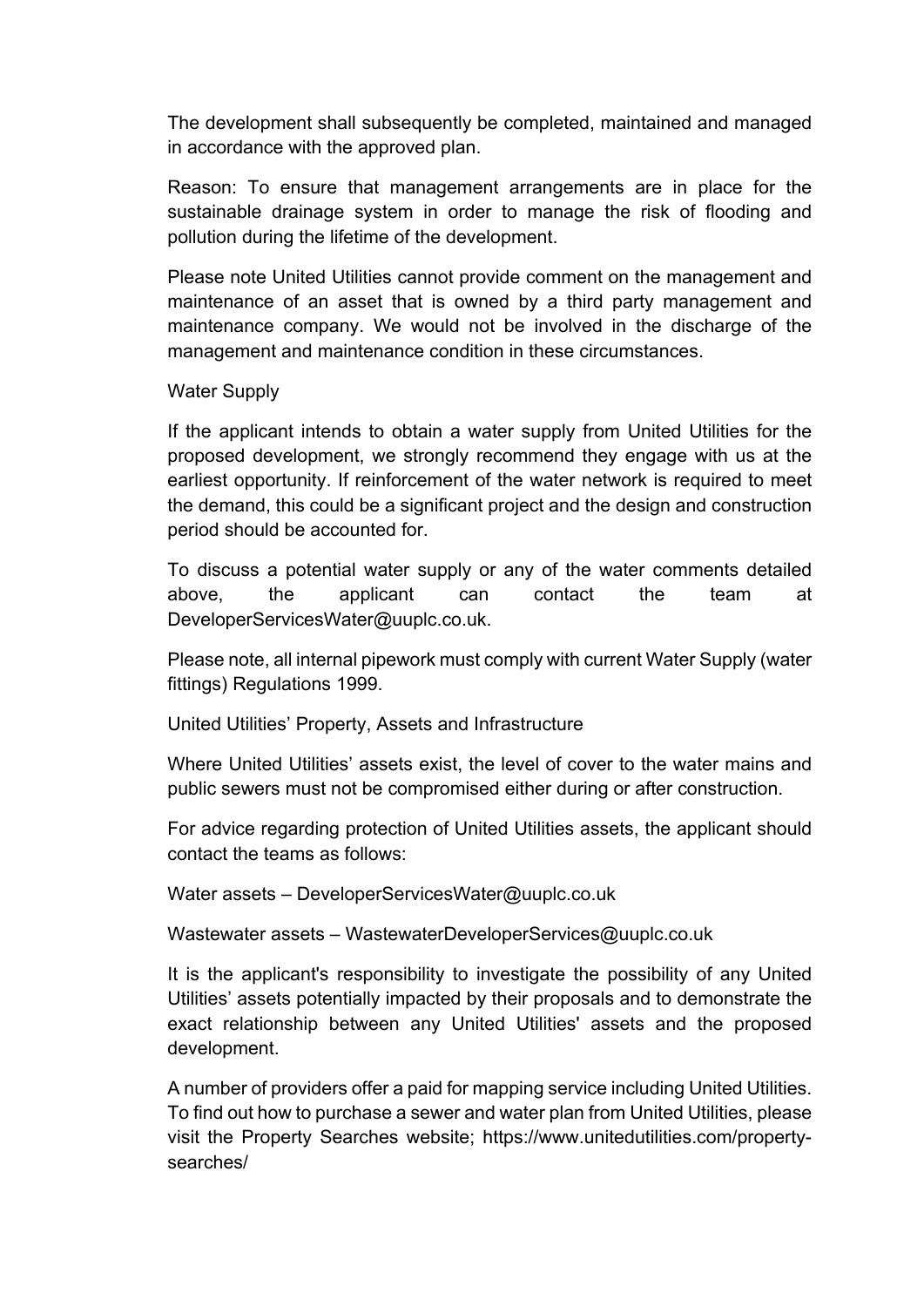The development shall subsequently be completed, maintained and managed in accordance with the approved plan.

Reason: To ensure that management arrangements are in place for the sustainable drainage system in order to manage the risk of flooding and pollution during the lifetime of the development.

Please note United Utilities cannot provide comment on the management and maintenance of an asset that is owned by a third party management and maintenance company. We would not be involved in the discharge of the management and maintenance condition in these circumstances.

Water Supply

If the applicant intends to obtain a water supply from United Utilities for the proposed development, we strongly recommend they engage with us at the earliest opportunity. If reinforcement of the water network is required to meet the demand, this could be a significant project and the design and construction period should be accounted for.

To discuss a potential water supply or any of the water comments detailed above, the applicant can contact the team at DeveloperServicesWater@uuplc.co.uk.

Please note, all internal pipework must comply with current Water Supply (water fittings) Regulations 1999.

United Utilities' Property, Assets and Infrastructure

Where United Utilities' assets exist, the level of cover to the water mains and public sewers must not be compromised either during or after construction.

For advice regarding protection of United Utilities assets, the applicant should contact the teams as follows:

Water assets – DeveloperServicesWater@uuplc.co.uk

Wastewater assets – WastewaterDeveloperServices@uuplc.co.uk

It is the applicant's responsibility to investigate the possibility of any United Utilities' assets potentially impacted by their proposals and to demonstrate the exact relationship between any United Utilities' assets and the proposed development.

A number of providers offer a paid for mapping service including United Utilities. To find out how to purchase a sewer and water plan from United Utilities, please visit the Property Searches website; https://www.unitedutilities.com/property-searches/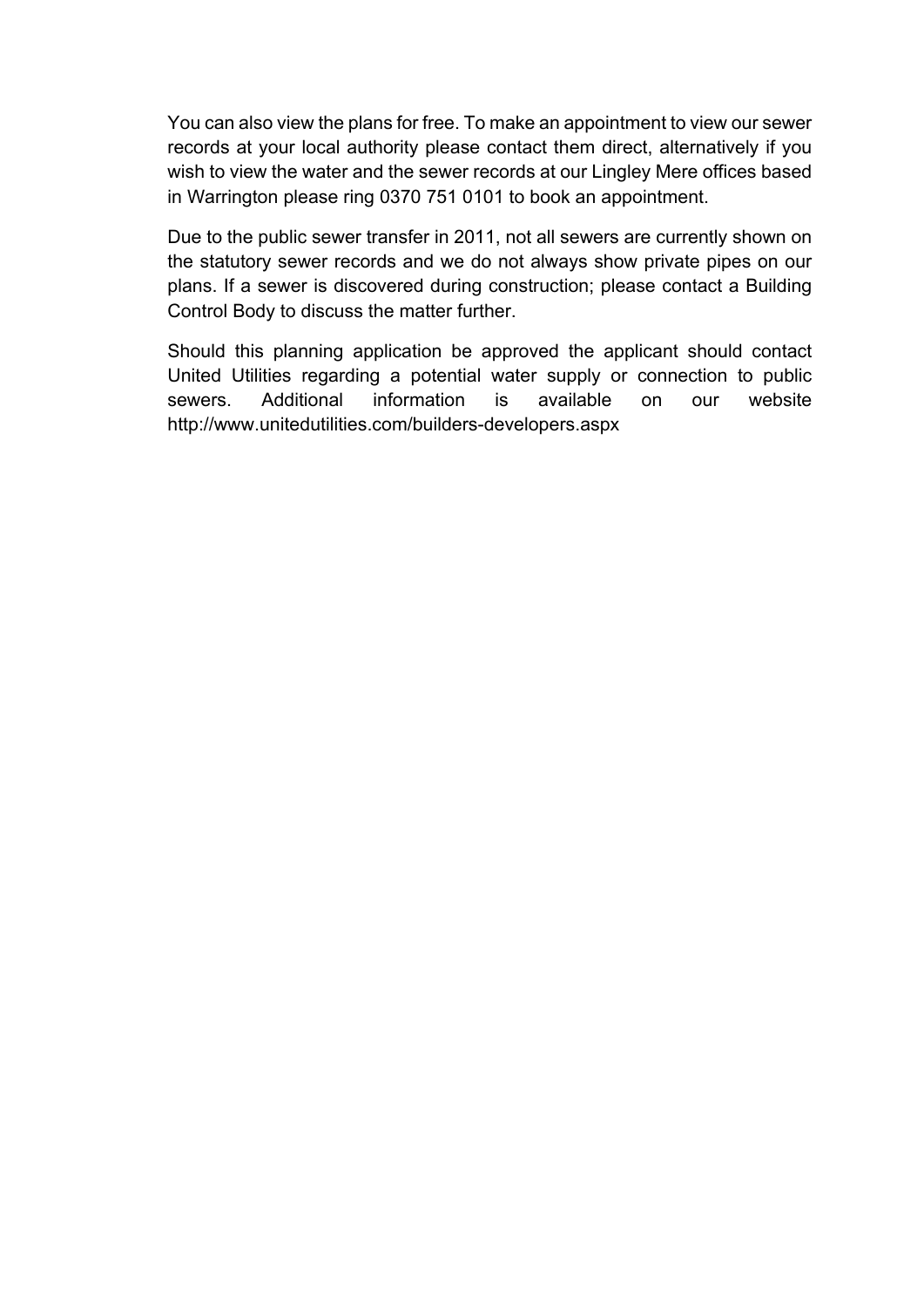You can also view the plans for free. To make an appointment to view our sewer records at your local authority please contact them direct, alternatively if you wish to view the water and the sewer records at our Lingley Mere offices based in Warrington please ring 0370 751 0101 to book an appointment.

Due to the public sewer transfer in 2011, not all sewers are currently shown on the statutory sewer records and we do not always show private pipes on our plans. If a sewer is discovered during construction; please contact a Building Control Body to discuss the matter further.

Should this planning application be approved the applicant should contact United Utilities regarding a potential water supply or connection to public sewers. Additional information is available on our website http://www.unitedutilities.com/builders-developers.aspx